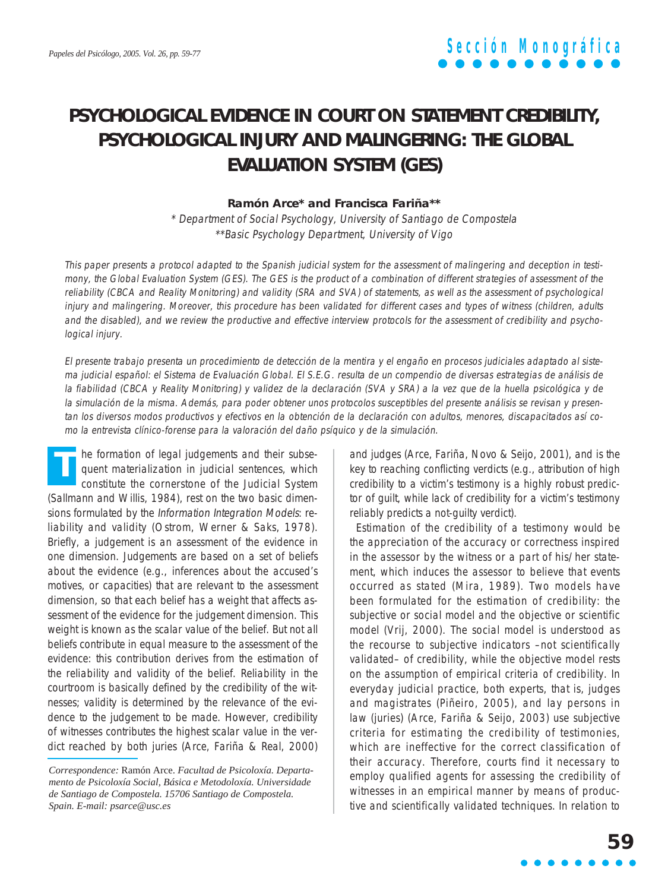# PSYCHOLOGICAL EVIDENCE IN COURT ON STATEMENT CREDIBILITY, PSYCHOLOGICAL INJURY AND MALINGERING: THE GLOBAL EVALUATION SYSTEM (GES)

**Ramón Arce\* and Francisca Fariña\*\***

*\* Department of Social Psychology, University of Santiago de Compostela*
*\*\*Basic Psychology Department, University of Vigo*

*This paper presents a protocol adapted to the Spanish judicial system for the assessment of malingering and deception in testimony, the Global Evaluation System (GES). The GES is the product of a combination of different strategies of assessment of the reliability (CBCA and Reality Monitoring) and validity (SRA and SVA) of statements, as well as the assessment of psychological injury and malingering. Moreover, this procedure has been validated for different cases and types of witness (children, adults and the disabled), and we review the productive and effective interview protocols for the assessment of credibility and psychological injury.*

*El presente trabajo presenta un procedimiento de detección de la mentira y el engaño en procesos judiciales adaptado al sistema judicial español: el Sistema de Evaluación Global. El S.E.G. resulta de un compendio de diversas estrategias de análisis de la fiabilidad (CBCA y Reality Monitoring) y validez de la declaración (SVA y SRA) a la vez que de la huella psicológica y de la simulación de la misma. Además, para poder obtener unos protocolos susceptibles del presente análisis se revisan y presentan los diversos modos productivos y efectivos en la obtención de la declaración con adultos, menores, discapacitados así como la entrevista clínico-forense para la valoración del daño psíquico y de la simulación.*

The formation of legal judgements and their subsequent materialization in judicial sentences, which constitute the cornerstone of the Judicial System (Sallmann and Willis, 1984), rest on the two basic dimensions formulated by the *Information Integration Models*: reliability and validity (Ostrom, Werner & Saks, 1978). Briefly, a judgement is an assessment of the evidence in one dimension. Judgements are based on a set of beliefs about the evidence (e.g., inferences about the accused's motives, or capacities) that are relevant to the assessment dimension, so that each belief has a weight that affects assessment of the evidence for the judgement dimension. This weight is known as the scalar value of the belief. But not all beliefs contribute in equal measure to the assessment of the evidence: this contribution derives from the estimation of the reliability and validity of the belief. Reliability in the courtroom is basically defined by the credibility of the witnesses; validity is determined by the relevance of the evidence to the judgement to be made. However, credibility of witnesses contributes the highest scalar value in the verdict reached by both juries (Arce, Fariña & Real, 2000) and judges (Arce, Fariña, Novo & Seijo, 2001), and is the key to reaching conflicting verdicts (e.g., attribution of high credibility to a victim's testimony is a highly robust predictor of guilt, while lack of credibility for a victim's testimony reliably predicts a not-guilty verdict).

Estimation of the credibility of a testimony would be the appreciation of the accuracy or correctness inspired in the assessor by the witness or a part of his/her statement, which induces the assessor to believe that events occurred as stated (Mira, 1989). Two models have been formulated for the estimation of credibility: the subjective or social model and the objective or scientific model (Vrij, 2000). The social model is understood as the recourse to subjective indicators –not scientifically validated– of credibility, while the objective model rests on the assumption of empirical criteria of credibility. In everyday judicial practice, both experts, that is, judges and magistrates (Piñeiro, 2005), and lay persons in law (juries) (Arce, Fariña & Seijo, 2003) use subjective criteria for estimating the credibility of testimonies, which are ineffective for the correct classification of their accuracy. Therefore, courts find it necessary to employ qualified agents for assessing the credibility of witnesses in an empirical manner by means of productive and scientifically validated techniques. In relation to

*Correspondence:* Ramón Arce. *Facultad de Psicoloxía. Departamento de Psicoloxía Social, Básica e Metodoloxía. Universidade de Santiago de Compostela. 15706 Santiago de Compostela. Spain. E-mail: psarce@usc.es*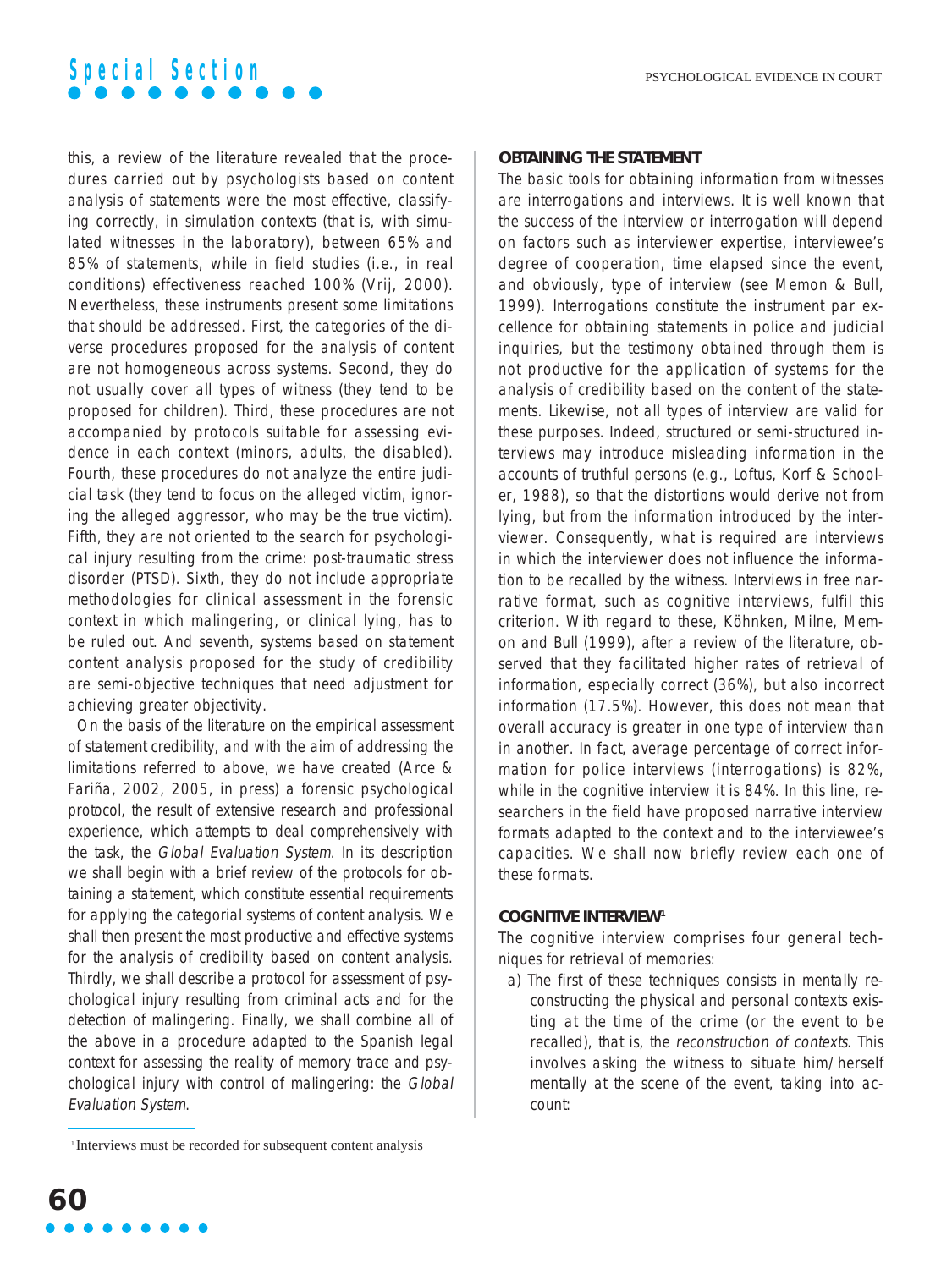this, a review of the literature revealed that the procedures carried out by psychologists based on content analysis of statements were the most effective, classifying correctly, in simulation contexts (that is, with simulated witnesses in the laboratory), between 65% and 85% of statements, while in field studies (i.e., in real conditions) effectiveness reached 100% (Vrij, 2000). Nevertheless, these instruments present some limitations that should be addressed. First, the categories of the diverse procedures proposed for the analysis of content are not homogeneous across systems. Second, they do not usually cover all types of witness (they tend to be proposed for children). Third, these procedures are not accompanied by protocols suitable for assessing evidence in each context (minors, adults, the disabled). Fourth, these procedures do not analyze the entire judicial task (they tend to focus on the alleged victim, ignoring the alleged aggressor, who may be the true victim). Fifth, they are not oriented to the search for psychological injury resulting from the crime: post-traumatic stress disorder (PTSD). Sixth, they do not include appropriate methodologies for clinical assessment in the forensic context in which malingering, or clinical lying, has to be ruled out. And seventh, systems based on statement content analysis proposed for the study of credibility are semi-objective techniques that need adjustment for achieving greater objectivity.

On the basis of the literature on the empirical assessment of statement credibility, and with the aim of addressing the limitations referred to above, we have created (Arce & Fariña, 2002, 2005, in press) a forensic psychological protocol, the result of extensive research and professional experience, which attempts to deal comprehensively with the task, the *Global Evaluation System*. In its description we shall begin with a brief review of the protocols for obtaining a statement, which constitute essential requirements for applying the categorial systems of content analysis. We shall then present the most productive and effective systems for the analysis of credibility based on content analysis. Thirdly, we shall describe a protocol for assessment of psychological injury resulting from criminal acts and for the detection of malingering. Finally, we shall combine all of the above in a procedure adapted to the Spanish legal context for assessing the reality of memory trace and psychological injury with control of malingering: the *Global Evaluation System*.

## OBTAINING THE STATEMENT

The basic tools for obtaining information from witnesses are interrogations and interviews. It is well known that the success of the interview or interrogation will depend on factors such as interviewer expertise, interviewee's degree of cooperation, time elapsed since the event, and obviously, type of interview (see Memon & Bull, 1999). Interrogations constitute the instrument par excellence for obtaining statements in police and judicial inquiries, but the testimony obtained through them is not productive for the application of systems for the analysis of credibility based on the content of the statements. Likewise, not all types of interview are valid for these purposes. Indeed, structured or semi-structured interviews may introduce misleading information in the accounts of truthful persons (e.g., Loftus, Korf & Schooler, 1988), so that the distortions would derive not from lying, but from the information introduced by the interviewer. Consequently, what is required are interviews in which the interviewer does not influence the information to be recalled by the witness. Interviews in free narrative format, such as cognitive interviews, fulfil this criterion. With regard to these, Köhnken, Milne, Memon and Bull (1999), after a review of the literature, observed that they facilitated higher rates of retrieval of information, especially correct (36%), but also incorrect information (17.5%). However, this does not mean that overall accuracy is greater in one type of interview than in another. In fact, average percentage of correct information for police interviews (interrogations) is 82%, while in the cognitive interview it is 84%. In this line, researchers in the field have proposed narrative interview formats adapted to the context and to the interviewee's capacities. We shall now briefly review each one of these formats.

## COGNITIVE INTERVIEW[1]

The cognitive interview comprises four general techniques for retrieval of memories:

a) The first of these techniques consists in mentally reconstructing the physical and personal contexts existing at the time of the crime (or the event to be recalled), that is, the *reconstruction of contexts*. This involves asking the witness to situate him/herself mentally at the scene of the event, taking into account:

[1] Interviews must be recorded for subsequent content analysis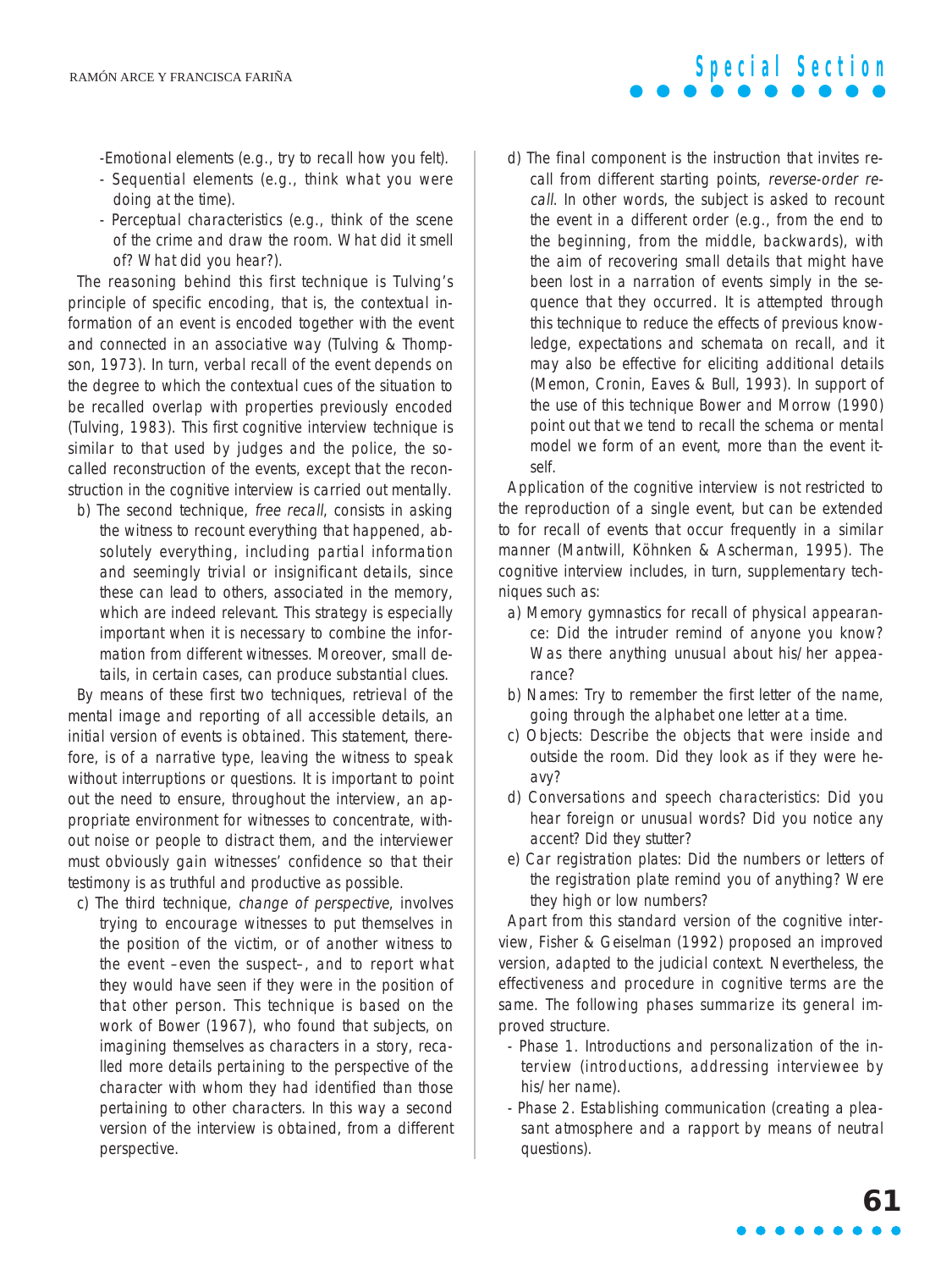- Emotional elements (e.g., try to recall how you felt).
- Sequential elements (e.g., think what you were doing at the time).
- Perceptual characteristics (e.g., think of the scene of the crime and draw the room. What did it smell of? What did you hear?).

The reasoning behind this first technique is Tulving's principle of specific encoding, that is, the contextual information of an event is encoded together with the event and connected in an associative way (Tulving & Thompson, 1973). In turn, verbal recall of the event depends on the degree to which the contextual cues of the situation to be recalled overlap with properties previously encoded (Tulving, 1983). This first cognitive interview technique is similar to that used by judges and the police, the so-called reconstruction of the events, except that the reconstruction in the cognitive interview is carried out mentally.

b) The second technique, *free recall*, consists in asking the witness to recount everything that happened, absolutely everything, including partial information and seemingly trivial or insignificant details, since these can lead to others, associated in the memory, which are indeed relevant. This strategy is especially important when it is necessary to combine the information from different witnesses. Moreover, small details, in certain cases, can produce substantial clues.

By means of these first two techniques, retrieval of the mental image and reporting of all accessible details, an initial version of events is obtained. This statement, therefore, is of a narrative type, leaving the witness to speak without interruptions or questions. It is important to point out the need to ensure, throughout the interview, an appropriate environment for witnesses to concentrate, without noise or people to distract them, and the interviewer must obviously gain witnesses' confidence so that their testimony is as truthful and productive as possible.

c) The third technique, *change of perspective*, involves trying to encourage witnesses to put themselves in the position of the victim, or of another witness to the event –even the suspect–, and to report what they would have seen if they were in the position of that other person. This technique is based on the work of Bower (1967), who found that subjects, on imagining themselves as characters in a story, recalled more details pertaining to the perspective of the character with whom they had identified than those pertaining to other characters. In this way a second version of the interview is obtained, from a different perspective.

d) The final component is the instruction that invites recall from different starting points, *reverse-order recall*. In other words, the subject is asked to recount the event in a different order (e.g., from the end to the beginning, from the middle, backwards), with the aim of recovering small details that might have been lost in a narration of events simply in the sequence that they occurred. It is attempted through this technique to reduce the effects of previous knowledge, expectations and schemata on recall, and it may also be effective for eliciting additional details (Memon, Cronin, Eaves & Bull, 1993). In support of the use of this technique Bower and Morrow (1990) point out that we tend to recall the schema or mental model we form of an event, more than the event itself.

Application of the cognitive interview is not restricted to the reproduction of a single event, but can be extended to for recall of events that occur frequently in a similar manner (Mantwill, Köhnken & Ascherman, 1995). The cognitive interview includes, in turn, supplementary techniques such as:

a) Memory gymnastics for recall of physical appearance: Did the intruder remind of anyone you know? Was there anything unusual about his/her appearance?
b) Names: Try to remember the first letter of the name, going through the alphabet one letter at a time.
c) Objects: Describe the objects that were inside and outside the room. Did they look as if they were heavy?
d) Conversations and speech characteristics: Did you hear foreign or unusual words? Did you notice any accent? Did they stutter?
e) Car registration plates: Did the numbers or letters of the registration plate remind you of anything? Were they high or low numbers?

Apart from this standard version of the cognitive interview, Fisher & Geiselman (1992) proposed an improved version, adapted to the judicial context. Nevertheless, the effectiveness and procedure in cognitive terms are the same. The following phases summarize its general improved structure.

- Phase 1. Introductions and personalization of the interview (introductions, addressing interviewee by his/her name).
- Phase 2. Establishing communication (creating a pleasant atmosphere and a rapport by means of neutral questions).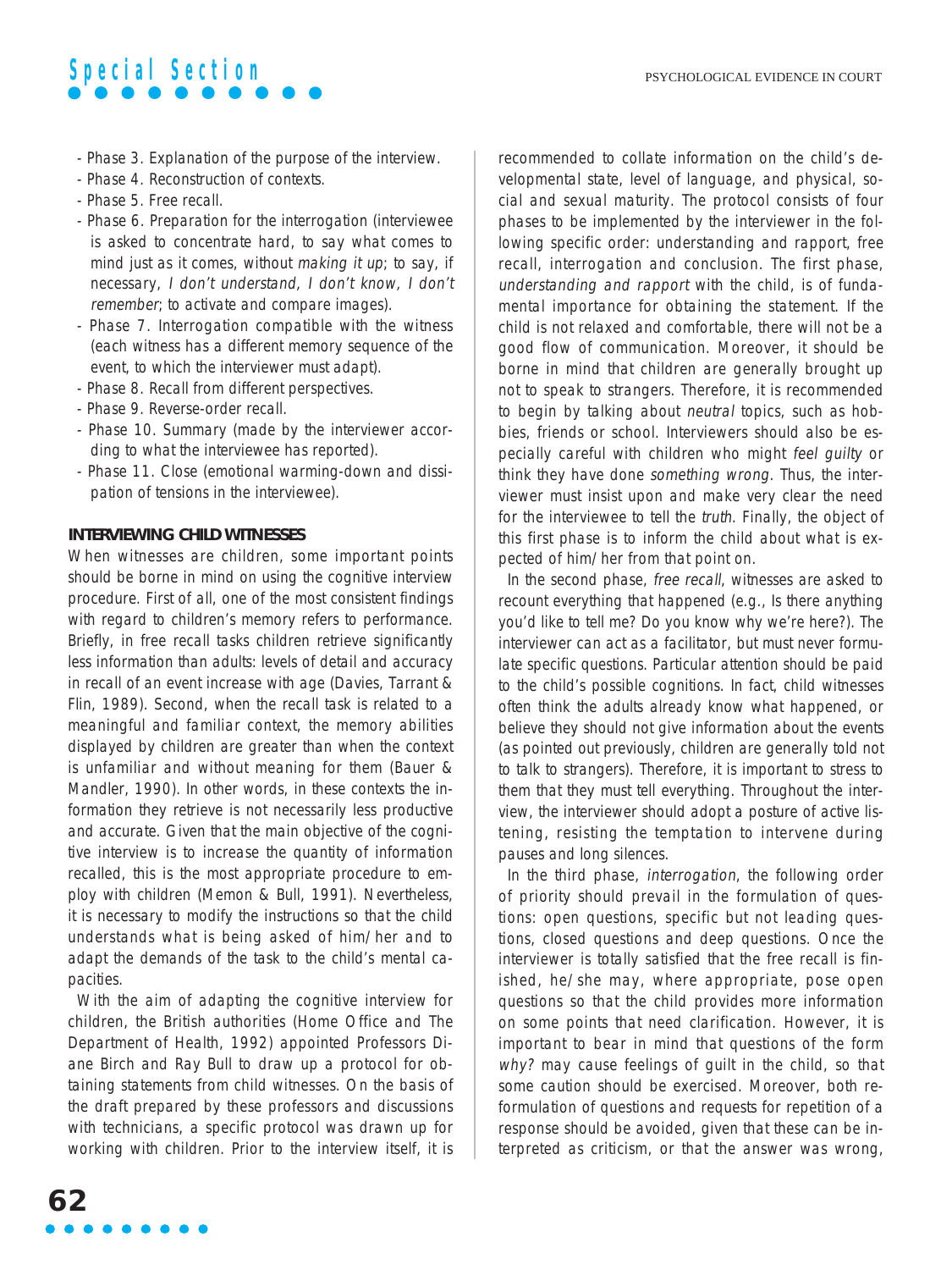- Phase 3. Explanation of the purpose of the interview.
- Phase 4. Reconstruction of contexts.
- Phase 5. Free recall.
- Phase 6. Preparation for the interrogation (interviewee is asked to concentrate hard, to say what comes to mind just as it comes, without *making it up*; to say, if necessary, *I don't understand, I don't know, I don't remember*; to activate and compare images).
- Phase 7. Interrogation compatible with the witness (each witness has a different memory sequence of the event, to which the interviewer must adapt).
- Phase 8. Recall from different perspectives.
- Phase 9. Reverse-order recall.
- Phase 10. Summary (made by the interviewer according to what the interviewee has reported).
- Phase 11. Close (emotional warming-down and dissipation of tensions in the interviewee).

## INTERVIEWING CHILD WITNESSES

When witnesses are children, some important points should be borne in mind on using the cognitive interview procedure. First of all, one of the most consistent findings with regard to children's memory refers to performance. Briefly, in free recall tasks children retrieve significantly less information than adults: levels of detail and accuracy in recall of an event increase with age (Davies, Tarrant & Flin, 1989). Second, when the recall task is related to a meaningful and familiar context, the memory abilities displayed by children are greater than when the context is unfamiliar and without meaning for them (Bauer & Mandler, 1990). In other words, in these contexts the information they retrieve is not necessarily less productive and accurate. Given that the main objective of the cognitive interview is to increase the quantity of information recalled, this is the most appropriate procedure to employ with children (Memon & Bull, 1991). Nevertheless, it is necessary to modify the instructions so that the child understands what is being asked of him/her and to adapt the demands of the task to the child's mental capacities.

With the aim of adapting the cognitive interview for children, the British authorities (Home Office and The Department of Health, 1992) appointed Professors Diane Birch and Ray Bull to draw up a protocol for obtaining statements from child witnesses. On the basis of the draft prepared by these professors and discussions with technicians, a specific protocol was drawn up for working with children. Prior to the interview itself, it is recommended to collate information on the child's developmental state, level of language, and physical, social and sexual maturity. The protocol consists of four phases to be implemented by the interviewer in the following specific order: understanding and rapport, free recall, interrogation and conclusion. The first phase, *understanding and rapport* with the child, is of fundamental importance for obtaining the statement. If the child is not relaxed and comfortable, there will not be a good flow of communication. Moreover, it should be borne in mind that children are generally brought up not to speak to strangers. Therefore, it is recommended to begin by talking about *neutral* topics, such as hobbies, friends or school. Interviewers should also be especially careful with children who might *feel guilty* or think they have done *something wrong*. Thus, the interviewer must insist upon and make very clear the need for the interviewee to tell the *truth*. Finally, the object of this first phase is to inform the child about what is expected of him/her from that point on.

In the second phase, *free recall*, witnesses are asked to recount everything that happened (e.g., Is there anything you'd like to tell me? Do you know why we're here?). The interviewer can act as a facilitator, but must never formulate specific questions. Particular attention should be paid to the child's possible cognitions. In fact, child witnesses often think the adults already know what happened, or believe they should not give information about the events (as pointed out previously, children are generally told not to talk to strangers). Therefore, it is important to stress to them that they must tell everything. Throughout the interview, the interviewer should adopt a posture of active listening, resisting the temptation to intervene during pauses and long silences.

In the third phase, *interrogation*, the following order of priority should prevail in the formulation of questions: open questions, specific but not leading questions, closed questions and deep questions. Once the interviewer is totally satisfied that the free recall is finished, he/she may, where appropriate, pose open questions so that the child provides more information on some points that need clarification. However, it is important to bear in mind that questions of the form *why?* may cause feelings of guilt in the child, so that some caution should be exercised. Moreover, both reformulation of questions and requests for repetition of a response should be avoided, given that these can be interpreted as criticism, or that the answer was wrong,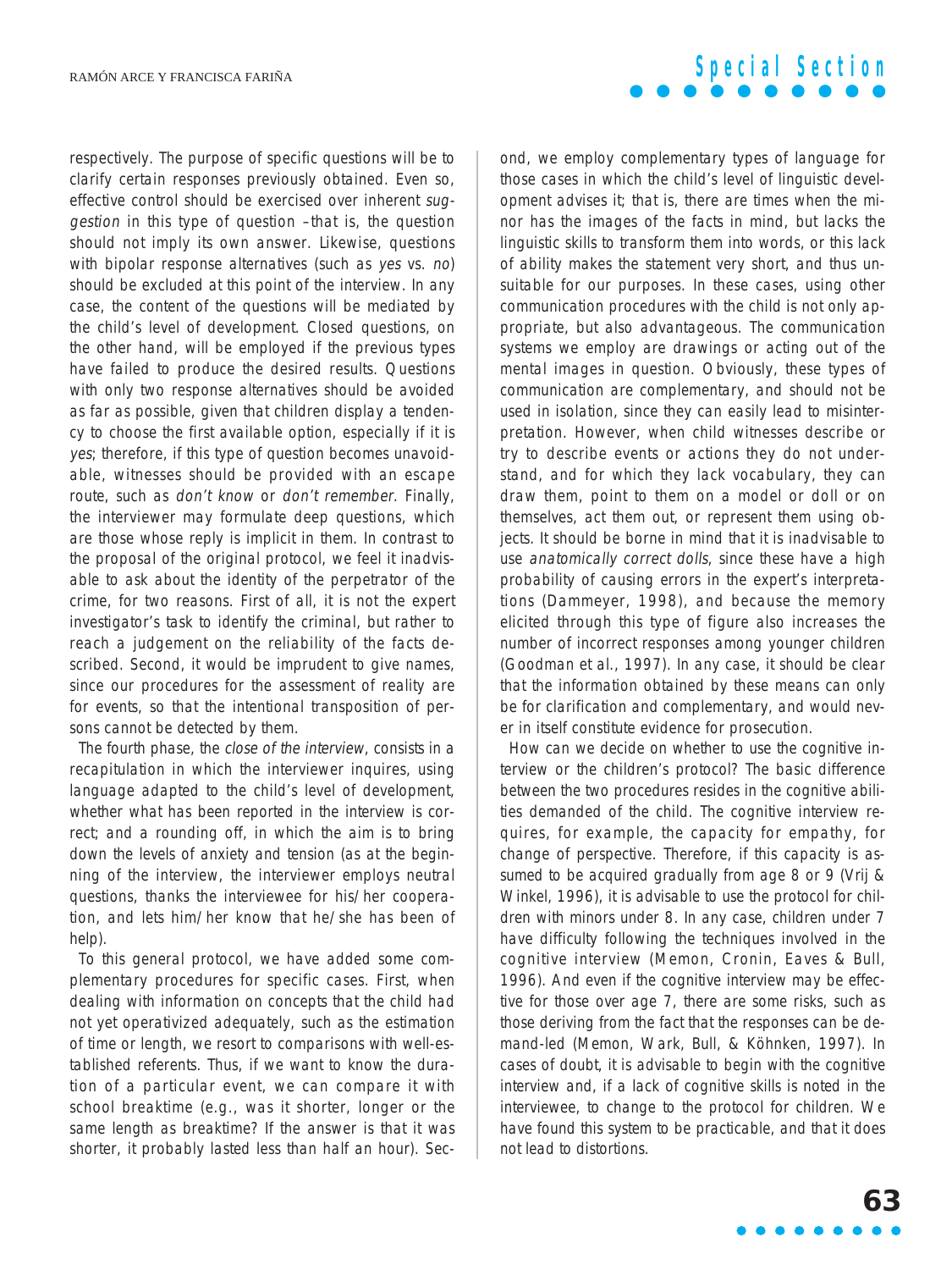respectively. The purpose of specific questions will be to clarify certain responses previously obtained. Even so, effective control should be exercised over inherent *suggestion* in this type of question –that is, the question should not imply its own answer. Likewise, questions with bipolar response alternatives (such as *yes* vs. *no*) should be excluded at this point of the interview. In any case, the content of the questions will be mediated by the child's level of development. Closed questions, on the other hand, will be employed if the previous types have failed to produce the desired results. Questions with only two response alternatives should be avoided as far as possible, given that children display a tendency to choose the first available option, especially if it is *yes*; therefore, if this type of question becomes unavoidable, witnesses should be provided with an escape route, such as *don't know* or *don't remember*. Finally, the interviewer may formulate deep questions, which are those whose reply is implicit in them. In contrast to the proposal of the original protocol, we feel it inadvisable to ask about the identity of the perpetrator of the crime, for two reasons. First of all, it is not the expert investigator's task to identify the criminal, but rather to reach a judgement on the reliability of the facts described. Second, it would be imprudent to give names, since our procedures for the assessment of reality are for events, so that the intentional transposition of persons cannot be detected by them.

The fourth phase, the *close of the interview*, consists in a recapitulation in which the interviewer inquires, using language adapted to the child's level of development, whether what has been reported in the interview is correct; and a rounding off, in which the aim is to bring down the levels of anxiety and tension (as at the beginning of the interview, the interviewer employs neutral questions, thanks the interviewee for his/her cooperation, and lets him/her know that he/she has been of help).

To this general protocol, we have added some complementary procedures for specific cases. First, when dealing with information on concepts that the child had not yet operativized adequately, such as the estimation of time or length, we resort to comparisons with well-established referents. Thus, if we want to know the duration of a particular event, we can compare it with school breaktime (e.g., was it shorter, longer or the same length as breaktime? If the answer is that it was shorter, it probably lasted less than half an hour). Second, we employ complementary types of language for those cases in which the child's level of linguistic development advises it; that is, there are times when the minor has the images of the facts in mind, but lacks the linguistic skills to transform them into words, or this lack of ability makes the statement very short, and thus unsuitable for our purposes. In these cases, using other communication procedures with the child is not only appropriate, but also advantageous. The communication systems we employ are drawings or acting out of the mental images in question. Obviously, these types of communication are complementary, and should not be used in isolation, since they can easily lead to misinterpretation. However, when child witnesses describe or try to describe events or actions they do not understand, and for which they lack vocabulary, they can draw them, point to them on a model or doll or on themselves, act them out, or represent them using objects. It should be borne in mind that it is inadvisable to use *anatomically correct dolls*, since these have a high probability of causing errors in the expert's interpretations (Dammeyer, 1998), and because the memory elicited through this type of figure also increases the number of incorrect responses among younger children (Goodman et al., 1997). In any case, it should be clear that the information obtained by these means can only be for clarification and complementary, and would never in itself constitute evidence for prosecution.

How can we decide on whether to use the cognitive interview or the children's protocol? The basic difference between the two procedures resides in the cognitive abilities demanded of the child. The cognitive interview requires, for example, the capacity for empathy, for change of perspective. Therefore, if this capacity is assumed to be acquired gradually from age 8 or 9 (Vrij & Winkel, 1996), it is advisable to use the protocol for children with minors under 8. In any case, children under 7 have difficulty following the techniques involved in the cognitive interview (Memon, Cronin, Eaves & Bull, 1996). And even if the cognitive interview may be effective for those over age 7, there are some risks, such as those deriving from the fact that the responses can be demand-led (Memon, Wark, Bull, & Köhnken, 1997). In cases of doubt, it is advisable to begin with the cognitive interview and, if a lack of cognitive skills is noted in the interviewee, to change to the protocol for children. We have found this system to be practicable, and that it does not lead to distortions.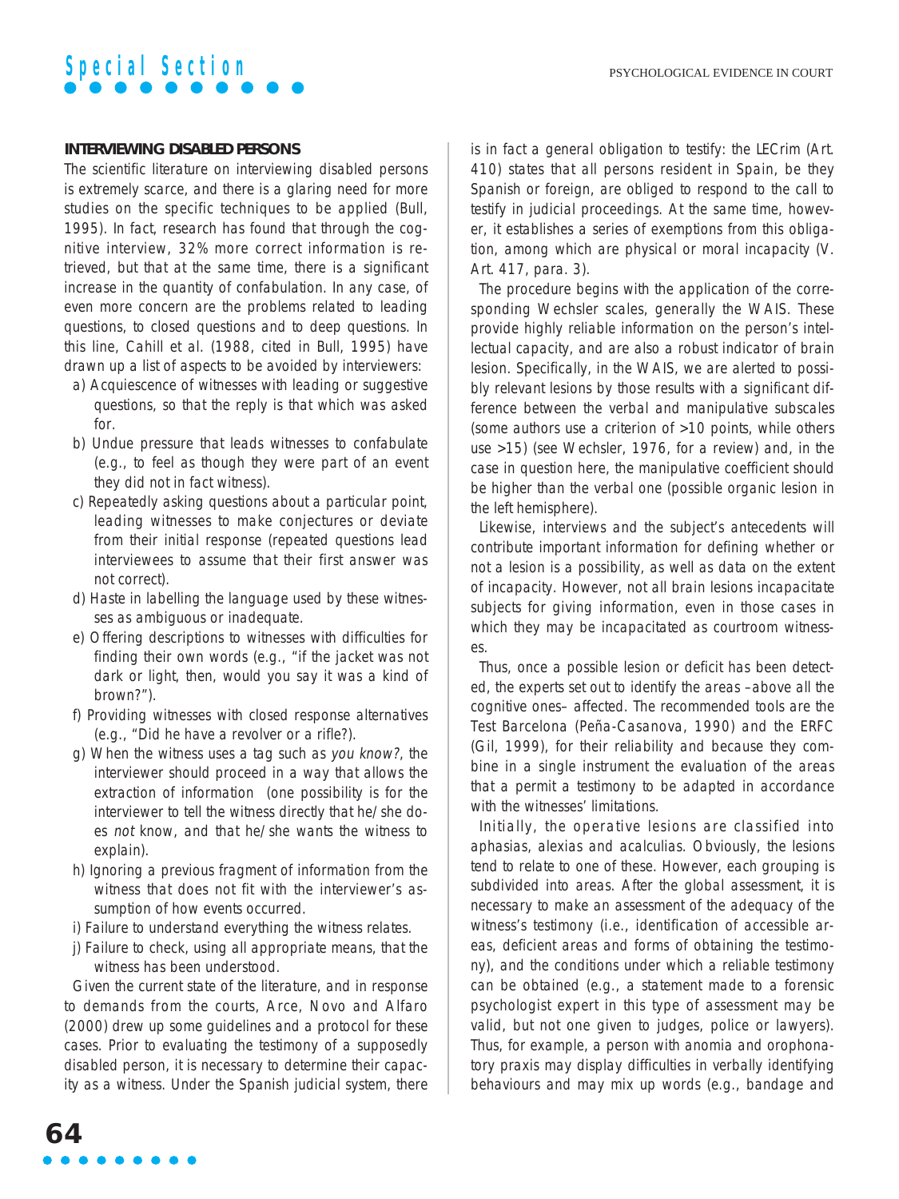### INTERVIEWING DISABLED PERSONS

The scientific literature on interviewing disabled persons is extremely scarce, and there is a glaring need for more studies on the specific techniques to be applied (Bull, 1995). In fact, research has found that through the cognitive interview, 32% more correct information is retrieved, but that at the same time, there is a significant increase in the quantity of confabulation. In any case, of even more concern are the problems related to leading questions, to closed questions and to deep questions. In this line, Cahill et al. (1988, cited in Bull, 1995) have drawn up a list of aspects to be avoided by interviewers:

a) Acquiescence of witnesses with leading or suggestive questions, so that the reply is that which was asked for.
b) Undue pressure that leads witnesses to confabulate (e.g., to feel as though they were part of an event they did not in fact witness).
c) Repeatedly asking questions about a particular point, leading witnesses to make conjectures or deviate from their initial response (repeated questions lead interviewees to assume that their first answer was not correct).
d) Haste in labelling the language used by these witnesses as ambiguous or inadequate.
e) Offering descriptions to witnesses with difficulties for finding their own words (e.g., "if the jacket was not dark or light, then, would you say it was a kind of brown?").
f) Providing witnesses with closed response alternatives (e.g., "Did he have a revolver or a rifle?).
g) When the witness uses a tag such as *you know?*, the interviewer should proceed in a way that allows the extraction of information (one possibility is for the interviewer to tell the witness directly that he/she does *not* know, and that he/she wants the witness to explain).
h) Ignoring a previous fragment of information from the witness that does not fit with the interviewer's assumption of how events occurred.
i) Failure to understand everything the witness relates.
j) Failure to check, using all appropriate means, that the witness has been understood.

Given the current state of the literature, and in response to demands from the courts, Arce, Novo and Alfaro (2000) drew up some guidelines and a protocol for these cases. Prior to evaluating the testimony of a supposedly disabled person, it is necessary to determine their capacity as a witness. Under the Spanish judicial system, there is in fact a general obligation to testify: the LECrim (Art. 410) states that all persons resident in Spain, be they Spanish or foreign, are obliged to respond to the call to testify in judicial proceedings. At the same time, however, it establishes a series of exemptions from this obligation, among which are physical or moral incapacity (V. Art. 417, para. 3).

The procedure begins with the application of the corresponding Wechsler scales, generally the WAIS. These provide highly reliable information on the person's intellectual capacity, and are also a robust indicator of brain lesion. Specifically, in the WAIS, we are alerted to possibly relevant lesions by those results with a significant difference between the verbal and manipulative subscales (some authors use a criterion of >10 points, while others use >15) (see Wechsler, 1976, for a review) and, in the case in question here, the manipulative coefficient should be higher than the verbal one (possible organic lesion in the left hemisphere).

Likewise, interviews and the subject's antecedents will contribute important information for defining whether or not a lesion is a possibility, as well as data on the extent of incapacity. However, not all brain lesions incapacitate subjects for giving information, even in those cases in which they may be incapacitated as courtroom witnesses.

Thus, once a possible lesion or deficit has been detected, the experts set out to identify the areas –above all the cognitive ones– affected. The recommended tools are the Test Barcelona (Peña-Casanova, 1990) and the ERFC (Gil, 1999), for their reliability and because they combine in a single instrument the evaluation of the areas that a permit a testimony to be adapted in accordance with the witnesses' limitations.

Initially, the operative lesions are classified into aphasias, alexias and acalculias. Obviously, the lesions tend to relate to one of these. However, each grouping is subdivided into areas. After the global assessment, it is necessary to make an assessment of the adequacy of the witness's testimony (i.e., identification of accessible areas, deficient areas and forms of obtaining the testimony), and the conditions under which a reliable testimony can be obtained (e.g., a statement made to a forensic psychologist expert in this type of assessment may be valid, but not one given to judges, police or lawyers). Thus, for example, a person with anomia and orophonatory praxis may display difficulties in verbally identifying behaviours and may mix up words (e.g., bandage and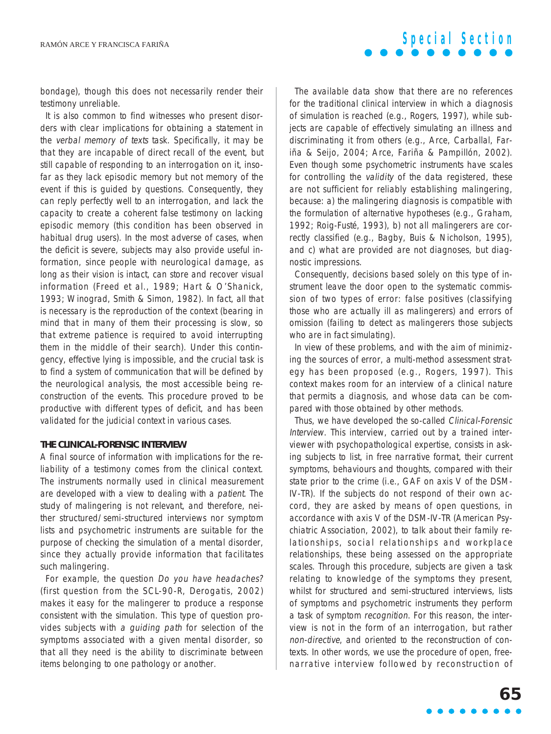bondage), though this does not necessarily render their testimony unreliable.

It is also common to find witnesses who present disorders with clear implications for obtaining a statement in the *verbal memory of texts* task. Specifically, it may be that they are incapable of direct recall of the event, but still capable of responding to an interrogation on it, insofar as they lack episodic memory but not memory of the event if this is guided by questions. Consequently, they can reply perfectly well to an interrogation, and lack the capacity to create a coherent false testimony on lacking episodic memory (this condition has been observed in habitual drug users). In the most adverse of cases, when the deficit is severe, subjects may also provide useful information, since people with neurological damage, as long as their vision is intact, can store and recover visual information (Freed et al., 1989; Hart & O'Shanick, 1993; Winograd, Smith & Simon, 1982). In fact, all that is necessary is the reproduction of the context (bearing in mind that in many of them their processing is slow, so that extreme patience is required to avoid interrupting them in the middle of their search). Under this contingency, effective lying is impossible, and the crucial task is to find a system of communication that will be defined by the neurological analysis, the most accessible being reconstruction of the events. This procedure proved to be productive with different types of deficit, and has been validated for the judicial context in various cases.

## THE CLINICAL-FORENSIC INTERVIEW

A final source of information with implications for the reliability of a testimony comes from the clinical context. The instruments normally used in clinical measurement are developed with a view to dealing with a *patient*. The study of malingering is not relevant, and therefore, neither structured/semi-structured interviews nor symptom lists and psychometric instruments are suitable for the purpose of checking the simulation of a mental disorder, since they actually provide information that facilitates such malingering.

For example, the question *Do you have headaches?* (first question from the SCL-90-R, Derogatis, 2002) makes it easy for the malingerer to produce a response consistent with the simulation. This type of question provides subjects with *a guiding path* for selection of the symptoms associated with a given mental disorder, so that all they need is the ability to discriminate between items belonging to one pathology or another.

The available data show that there are no references for the traditional clinical interview in which a diagnosis of simulation is reached (e.g., Rogers, 1997), while subjects are capable of effectively simulating an illness and discriminating it from others (e.g., Arce, Carballal, Fariña & Seijo, 2004; Arce, Fariña & Pampillón, 2002). Even though some psychometric instruments have scales for controlling the *validity* of the data registered, these are not sufficient for reliably establishing malingering, because: a) the malingering diagnosis is compatible with the formulation of alternative hypotheses (e.g., Graham, 1992; Roig-Fusté, 1993), b) not all malingerers are correctly classified (e.g., Bagby, Buis & Nicholson, 1995), and c) what are provided are not diagnoses, but diagnostic impressions.

Consequently, decisions based solely on this type of instrument leave the door open to the systematic commission of two types of error: false positives (classifying those who are actually ill as malingerers) and errors of omission (failing to detect as malingerers those subjects who are in fact simulating).

In view of these problems, and with the aim of minimizing the sources of error, a multi-method assessment strategy has been proposed (e.g., Rogers, 1997). This context makes room for an interview of a clinical nature that permits a diagnosis, and whose data can be compared with those obtained by other methods.

Thus, we have developed the so-called *Clinical-Forensic Interview*. This interview, carried out by a trained interviewer with psychopathological expertise, consists in asking subjects to list, in free narrative format, their current symptoms, behaviours and thoughts, compared with their state prior to the crime (i.e., GAF on axis V of the DSM-IV-TR). If the subjects do not respond of their own accord, they are asked by means of open questions, in accordance with axis V of the DSM-IV-TR (American Psychiatric Association, 2002), to talk about their family relationships, social relationships and workplace relationships, these being assessed on the appropriate scales. Through this procedure, subjects are given a task relating to knowledge of the symptoms they present, whilst for structured and semi-structured interviews, lists of symptoms and psychometric instruments they perform a task of symptom *recognition*. For this reason, the interview is not in the form of an interrogation, but rather *non-directive*, and oriented to the reconstruction of contexts. In other words, we use the procedure of open, free-narrative interview followed by reconstruction of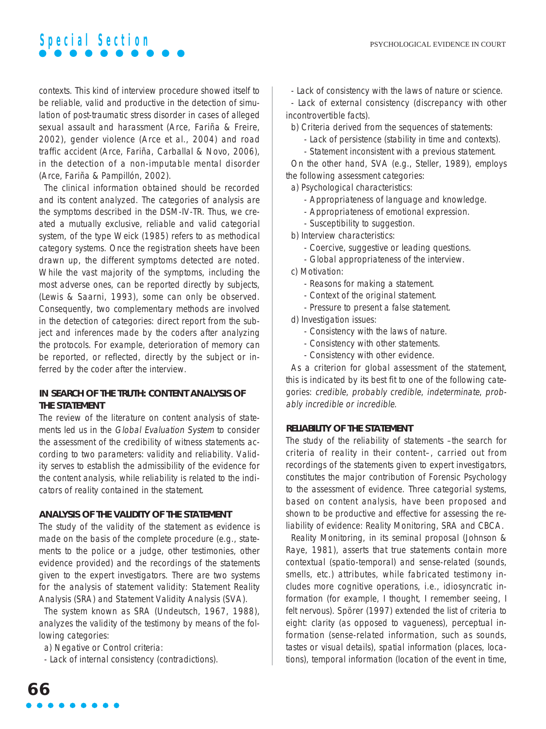contexts. This kind of interview procedure showed itself to be reliable, valid and productive in the detection of simulation of post-traumatic stress disorder in cases of alleged sexual assault and harassment (Arce, Fariña & Freire, 2002), gender violence (Arce et al., 2004) and road traffic accident (Arce, Fariña, Carballal & Novo, 2006), in the detection of a non-imputable mental disorder (Arce, Fariña & Pampillón, 2002).

The clinical information obtained should be recorded and its content analyzed. The categories of analysis are the symptoms described in the DSM-IV-TR. Thus, we created a mutually exclusive, reliable and valid categorial system, of the type Weick (1985) refers to as methodical category systems. Once the registration sheets have been drawn up, the different symptoms detected are noted. While the vast majority of the symptoms, including the most adverse ones, can be reported directly by subjects, (Lewis & Saarni, 1993), some can only be observed. Consequently, two complementary methods are involved in the detection of categories: direct report from the subject and inferences made by the coders after analyzing the protocols. For example, deterioration of memory can be reported, or reflected, directly by the subject or inferred by the coder after the interview.

### IN SEARCH OF THE TRUTH: CONTENT ANALYSIS OF THE STATEMENT

The review of the literature on content analysis of statements led us in the *Global Evaluation System* to consider the assessment of the credibility of witness statements according to two parameters: validity and reliability. Validity serves to establish the admissibility of the evidence for the content analysis, while reliability is related to the indicators of reality contained in the statement.

### ANALYSIS OF THE VALIDITY OF THE STATEMENT

The study of the validity of the statement as evidence is made on the basis of the complete procedure (e.g., statements to the police or a judge, other testimonies, other evidence provided) and the recordings of the statements given to the expert investigators. There are two systems for the analysis of statement validity: Statement Reality Analysis (SRA) and Statement Validity Analysis (SVA).

The system known as SRA (Undeutsch, 1967, 1988), analyzes the validity of the testimony by means of the following categories:

a) Negative or Control criteria:
- Lack of internal consistency (contradictions).
- Lack of consistency with the laws of nature or science.
- Lack of external consistency (discrepancy with other incontrovertible facts).

b) Criteria derived from the sequences of statements:
- Lack of persistence (stability in time and contexts).
- Statement inconsistent with a previous statement.

On the other hand, SVA (e.g., Steller, 1989), employs the following assessment categories:

a) Psychological characteristics:
- Appropriateness of language and knowledge.
- Appropriateness of emotional expression.
- Susceptibility to suggestion.

b) Interview characteristics:
- Coercive, suggestive or leading questions.
- Global appropriateness of the interview.

c) Motivation:
- Reasons for making a statement.
- Context of the original statement.
- Pressure to present a false statement.

d) Investigation issues:
- Consistency with the laws of nature.
- Consistency with other statements.
- Consistency with other evidence.

As a criterion for global assessment of the statement, this is indicated by its best fit to one of the following categories: *credible*, *probably credible*, *indeterminate*, *probably incredible or incredible*.

### RELIABILITY OF THE STATEMENT

The study of the reliability of statements –the search for criteria of reality in their content–, carried out from recordings of the statements given to expert investigators, constitutes the major contribution of Forensic Psychology to the assessment of evidence. Three categorial systems, based on content analysis, have been proposed and shown to be productive and effective for assessing the reliability of evidence: Reality Monitoring, SRA and CBCA.

Reality Monitoring, in its seminal proposal (Johnson & Raye, 1981), asserts that true statements contain more contextual (spatio-temporal) and sense-related (sounds, smells, etc.) attributes, while fabricated testimony includes more cognitive operations, i.e., idiosyncratic information (for example, I thought, I remember seeing, I felt nervous). Spörer (1997) extended the list of criteria to eight: clarity (as opposed to vagueness), perceptual information (sense-related information, such as sounds, tastes or visual details), spatial information (places, locations), temporal information (location of the event in time,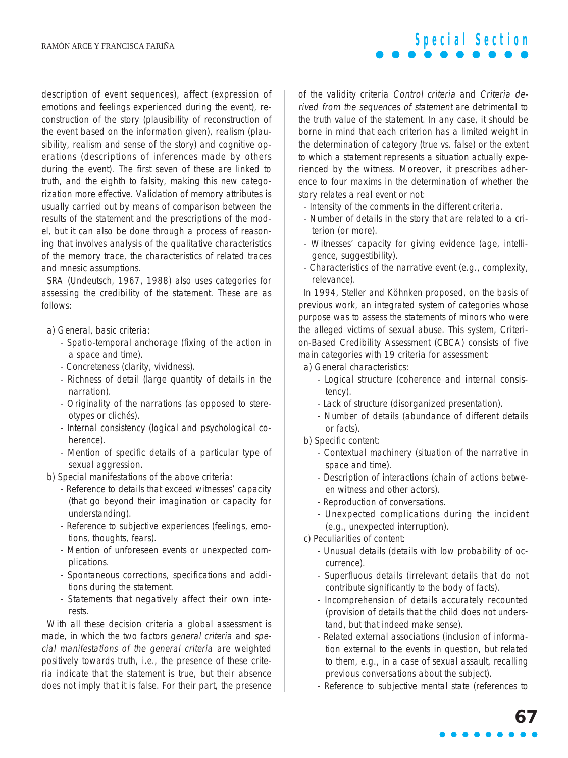description of event sequences), affect (expression of emotions and feelings experienced during the event), reconstruction of the story (plausibility of reconstruction of the event based on the information given), realism (plausibility, realism and sense of the story) and cognitive operations (descriptions of inferences made by others during the event). The first seven of these are linked to truth, and the eighth to falsity, making this new categorization more effective. Validation of memory attributes is usually carried out by means of comparison between the results of the statement and the prescriptions of the model, but it can also be done through a process of reasoning that involves analysis of the qualitative characteristics of the memory trace, the characteristics of related traces and mnesic assumptions.

SRA (Undeutsch, 1967, 1988) also uses categories for assessing the credibility of the statement. These are as follows:

a) General, basic criteria:
  - Spatio-temporal anchorage (fixing of the action in a space and time).
  - Concreteness (clarity, vividness).
  - Richness of detail (large quantity of details in the narration).
  - Originality of the narrations (as opposed to stereotypes or clichés).
  - Internal consistency (logical and psychological coherence).
  - Mention of specific details of a particular type of sexual aggression.

b) Special manifestations of the above criteria:
  - Reference to details that exceed witnesses' capacity (that go beyond their imagination or capacity for understanding).
  - Reference to subjective experiences (feelings, emotions, thoughts, fears).
  - Mention of unforeseen events or unexpected complications.
  - Spontaneous corrections, specifications and additions during the statement.
  - Statements that negatively affect their own interests.

With all these decision criteria a global assessment is made, in which the two factors *general criteria* and *special manifestations of the general criteria* are weighted positively towards truth, i.e., the presence of these criteria indicate that the statement is true, but their absence does not imply that it is false. For their part, the presence of the validity criteria *Control criteria* and *Criteria derived from the sequences of statement* are detrimental to the truth value of the statement. In any case, it should be borne in mind that each criterion has a limited weight in the determination of category (true vs. false) or the extent to which a statement represents a situation actually experienced by the witness. Moreover, it prescribes adherence to four maxims in the determination of whether the story relates a real event or not:

- Intensity of the comments in the different criteria.
- Number of details in the story that are related to a criterion (or more).
- Witnesses' capacity for giving evidence (age, intelligence, suggestibility).
- Characteristics of the narrative event (e.g., complexity, relevance).

In 1994, Steller and Köhnken proposed, on the basis of previous work, an integrated system of categories whose purpose was to assess the statements of minors who were the alleged victims of sexual abuse. This system, Criterion-Based Credibility Assessment (CBCA) consists of five main categories with 19 criteria for assessment:

a) General characteristics:
  - Logical structure (coherence and internal consistency).
  - Lack of structure (disorganized presentation).
  - Number of details (abundance of different details or facts).

b) Specific content:
  - Contextual machinery (situation of the narrative in space and time).
  - Description of interactions (chain of actions between witness and other actors).
  - Reproduction of conversations.
  - Unexpected complications during the incident (e.g., unexpected interruption).

c) Peculiarities of content:
  - Unusual details (details with low probability of occurrence).
  - Superfluous details (irrelevant details that do not contribute significantly to the body of facts).
  - Incomprehension of details accurately recounted (provision of details that the child does not understand, but that indeed make sense).
  - Related external associations (inclusion of information external to the events in question, but related to them, e.g., in a case of sexual assault, recalling previous conversations about the subject).
  - Reference to subjective mental state (references to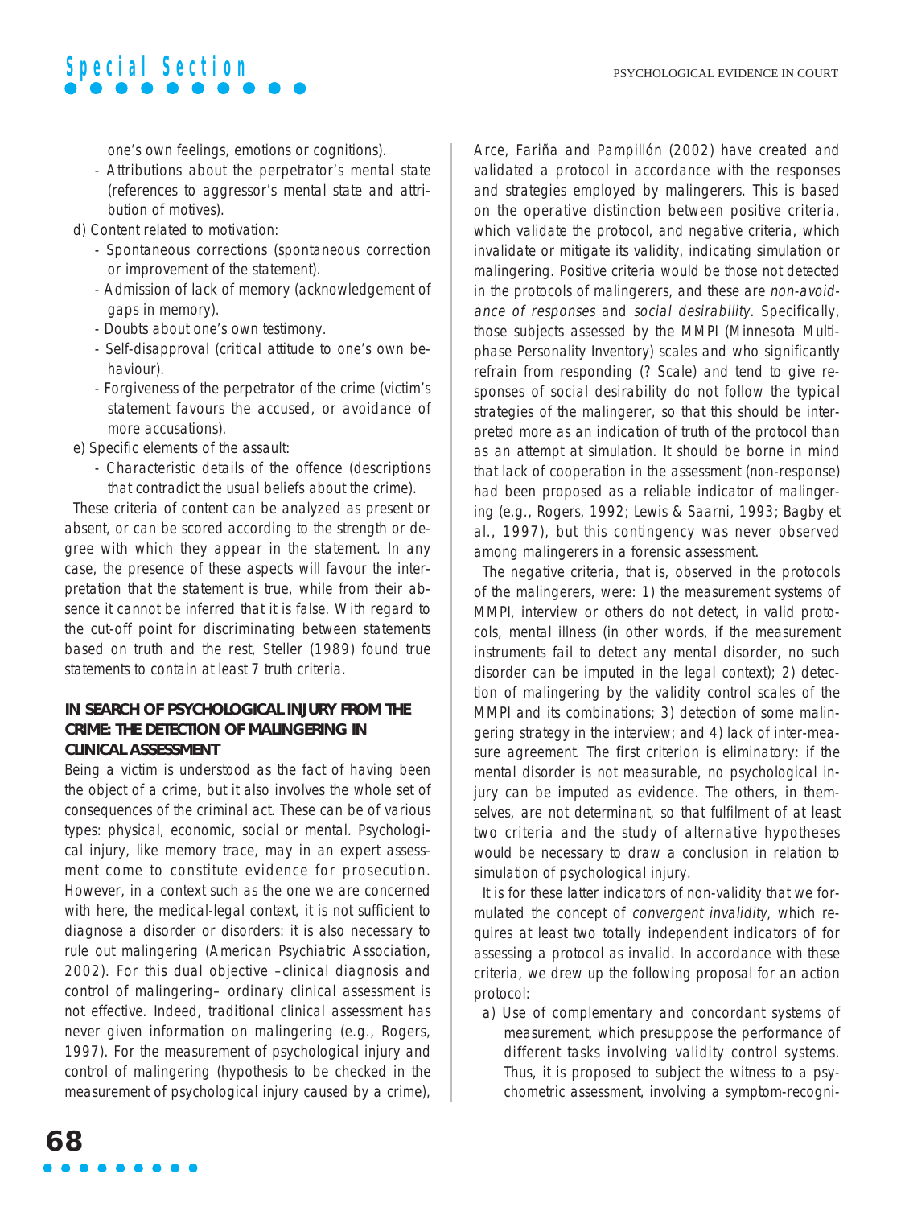one's own feelings, emotions or cognitions).
  - Attributions about the perpetrator's mental state (references to aggressor's mental state and attribution of motives).

d) Content related to motivation:
  - Spontaneous corrections (spontaneous correction or improvement of the statement).
  - Admission of lack of memory (acknowledgement of gaps in memory).
  - Doubts about one's own testimony.
  - Self-disapproval (critical attitude to one's own behaviour).
  - Forgiveness of the perpetrator of the crime (victim's statement favours the accused, or avoidance of more accusations).

e) Specific elements of the assault:
  - Characteristic details of the offence (descriptions that contradict the usual beliefs about the crime).

These criteria of content can be analyzed as present or absent, or can be scored according to the strength or degree with which they appear in the statement. In any case, the presence of these aspects will favour the interpretation that the statement is true, while from their absence it cannot be inferred that it is false. With regard to the cut-off point for discriminating between statements based on truth and the rest, Steller (1989) found true statements to contain at least 7 truth criteria.

## IN SEARCH OF PSYCHOLOGICAL INJURY FROM THE CRIME: THE DETECTION OF MALINGERING IN CLINICAL ASSESSMENT

Being a victim is understood as the fact of having been the object of a crime, but it also involves the whole set of consequences of the criminal act. These can be of various types: physical, economic, social or mental. Psychological injury, like memory trace, may in an expert assessment come to constitute evidence for prosecution. However, in a context such as the one we are concerned with here, the medical-legal context, it is not sufficient to diagnose a disorder or disorders: it is also necessary to rule out malingering (American Psychiatric Association, 2002). For this dual objective –clinical diagnosis and control of malingering– ordinary clinical assessment is not effective. Indeed, traditional clinical assessment has never given information on malingering (e.g., Rogers, 1997). For the measurement of psychological injury and control of malingering (hypothesis to be checked in the measurement of psychological injury caused by a crime), Arce, Fariña and Pampillón (2002) have created and validated a protocol in accordance with the responses and strategies employed by malingerers. This is based on the operative distinction between positive criteria, which validate the protocol, and negative criteria, which invalidate or mitigate its validity, indicating simulation or malingering. Positive criteria would be those not detected in the protocols of malingerers, and these are *non-avoidance of responses* and *social desirability*. Specifically, those subjects assessed by the MMPI (Minnesota Multiphase Personality Inventory) scales and who significantly refrain from responding (? Scale) and tend to give responses of social desirability do not follow the typical strategies of the malingerer, so that this should be interpreted more as an indication of truth of the protocol than as an attempt at simulation. It should be borne in mind that lack of cooperation in the assessment (non-response) had been proposed as a reliable indicator of malingering (e.g., Rogers, 1992; Lewis & Saarni, 1993; Bagby et al., 1997), but this contingency was never observed among malingerers in a forensic assessment.

The negative criteria, that is, observed in the protocols of the malingerers, were: 1) the measurement systems of MMPI, interview or others do not detect, in valid protocols, mental illness (in other words, if the measurement instruments fail to detect any mental disorder, no such disorder can be imputed in the legal context); 2) detection of malingering by the validity control scales of the MMPI and its combinations; 3) detection of some malingering strategy in the interview; and 4) lack of inter-measure agreement. The first criterion is eliminatory: if the mental disorder is not measurable, no psychological injury can be imputed as evidence. The others, in themselves, are not determinant, so that fulfilment of at least two criteria and the study of alternative hypotheses would be necessary to draw a conclusion in relation to simulation of psychological injury.

It is for these latter indicators of non-validity that we formulated the concept of *convergent invalidity*, which requires at least two totally independent indicators of for assessing a protocol as invalid. In accordance with these criteria, we drew up the following proposal for an action protocol:

a) Use of complementary and concordant systems of measurement, which presuppose the performance of different tasks involving validity control systems. Thus, it is proposed to subject the witness to a psychometric assessment, involving a symptom-recogni-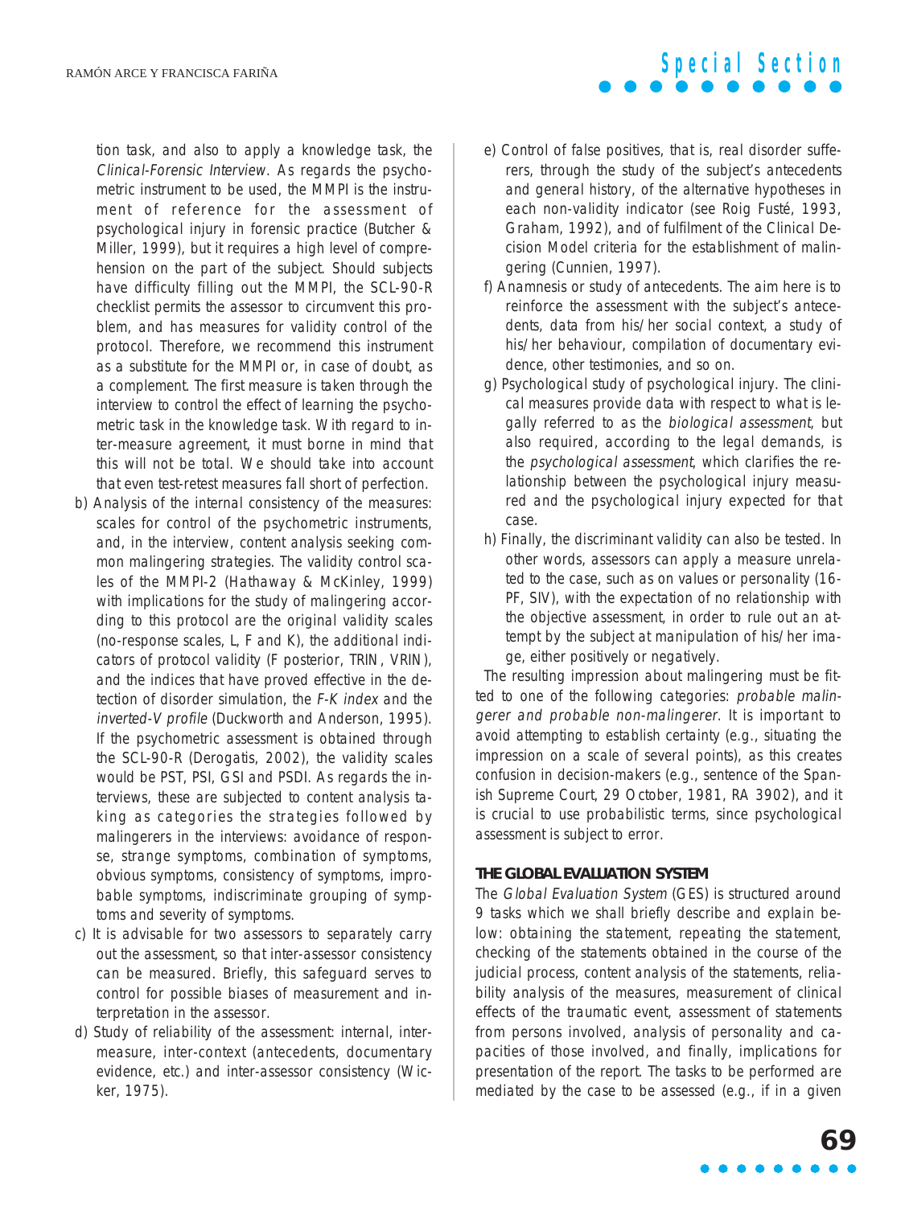tion task, and also to apply a knowledge task, the *Clinical-Forensic Interview*. As regards the psychometric instrument to be used, the MMPI is the instrument of reference for the assessment of psychological injury in forensic practice (Butcher & Miller, 1999), but it requires a high level of comprehension on the part of the subject. Should subjects have difficulty filling out the MMPI, the SCL-90-R checklist permits the assessor to circumvent this problem, and has measures for validity control of the protocol. Therefore, we recommend this instrument as a substitute for the MMPI or, in case of doubt, as a complement. The first measure is taken through the interview to control the effect of learning the psychometric task in the knowledge task. With regard to inter-measure agreement, it must borne in mind that this will not be total. We should take into account that even test-retest measures fall short of perfection.

b) Analysis of the internal consistency of the measures: scales for control of the psychometric instruments, and, in the interview, content analysis seeking common malingering strategies. The validity control scales of the MMPI-2 (Hathaway & McKinley, 1999) with implications for the study of malingering according to this protocol are the original validity scales (no-response scales, L, F and K), the additional indicators of protocol validity (F posterior, TRIN, VRIN), and the indices that have proved effective in the detection of disorder simulation, the *F-K index* and the *inverted-V profile* (Duckworth and Anderson, 1995). If the psychometric assessment is obtained through the SCL-90-R (Derogatis, 2002), the validity scales would be PST, PSI, GSI and PSDI. As regards the interviews, these are subjected to content analysis taking as categories the strategies followed by malingerers in the interviews: avoidance of response, strange symptoms, combination of symptoms, obvious symptoms, consistency of symptoms, improbable symptoms, indiscriminate grouping of symptoms and severity of symptoms.

c) It is advisable for two assessors to separately carry out the assessment, so that inter-assessor consistency can be measured. Briefly, this safeguard serves to control for possible biases of measurement and interpretation in the assessor.

d) Study of reliability of the assessment: internal, inter-measure, inter-context (antecedents, documentary evidence, etc.) and inter-assessor consistency (Wicker, 1975).

e) Control of false positives, that is, real disorder sufferers, through the study of the subject's antecedents and general history, of the alternative hypotheses in each non-validity indicator (see Roig Fusté, 1993, Graham, 1992), and of fulfilment of the Clinical Decision Model criteria for the establishment of malingering (Cunnien, 1997).

f) Anamnesis or study of antecedents. The aim here is to reinforce the assessment with the subject's antecedents, data from his/her social context, a study of his/her behaviour, compilation of documentary evidence, other testimonies, and so on.

g) Psychological study of psychological injury. The clinical measures provide data with respect to what is legally referred to as the *biological assessment*, but also required, according to the legal demands, is the *psychological assessment*, which clarifies the relationship between the psychological injury measured and the psychological injury expected for that case.

h) Finally, the discriminant validity can also be tested. In other words, assessors can apply a measure unrelated to the case, such as on values or personality (16-PF, SIV), with the expectation of no relationship with the objective assessment, in order to rule out an attempt by the subject at manipulation of his/her image, either positively or negatively.

The resulting impression about malingering must be fitted to one of the following categories: *probable malingerer and probable non-malingerer*. It is important to avoid attempting to establish certainty (e.g., situating the impression on a scale of several points), as this creates confusion in decision-makers (e.g., sentence of the Spanish Supreme Court, 29 October, 1981, RA 3902), and it is crucial to use probabilistic terms, since psychological assessment is subject to error.

## THE GLOBAL EVALUATION SYSTEM

The *Global Evaluation System* (GES) is structured around 9 tasks which we shall briefly describe and explain below: obtaining the statement, repeating the statement, checking of the statements obtained in the course of the judicial process, content analysis of the statements, reliability analysis of the measures, measurement of clinical effects of the traumatic event, assessment of statements from persons involved, analysis of personality and capacities of those involved, and finally, implications for presentation of the report. The tasks to be performed are mediated by the case to be assessed (e.g., if in a given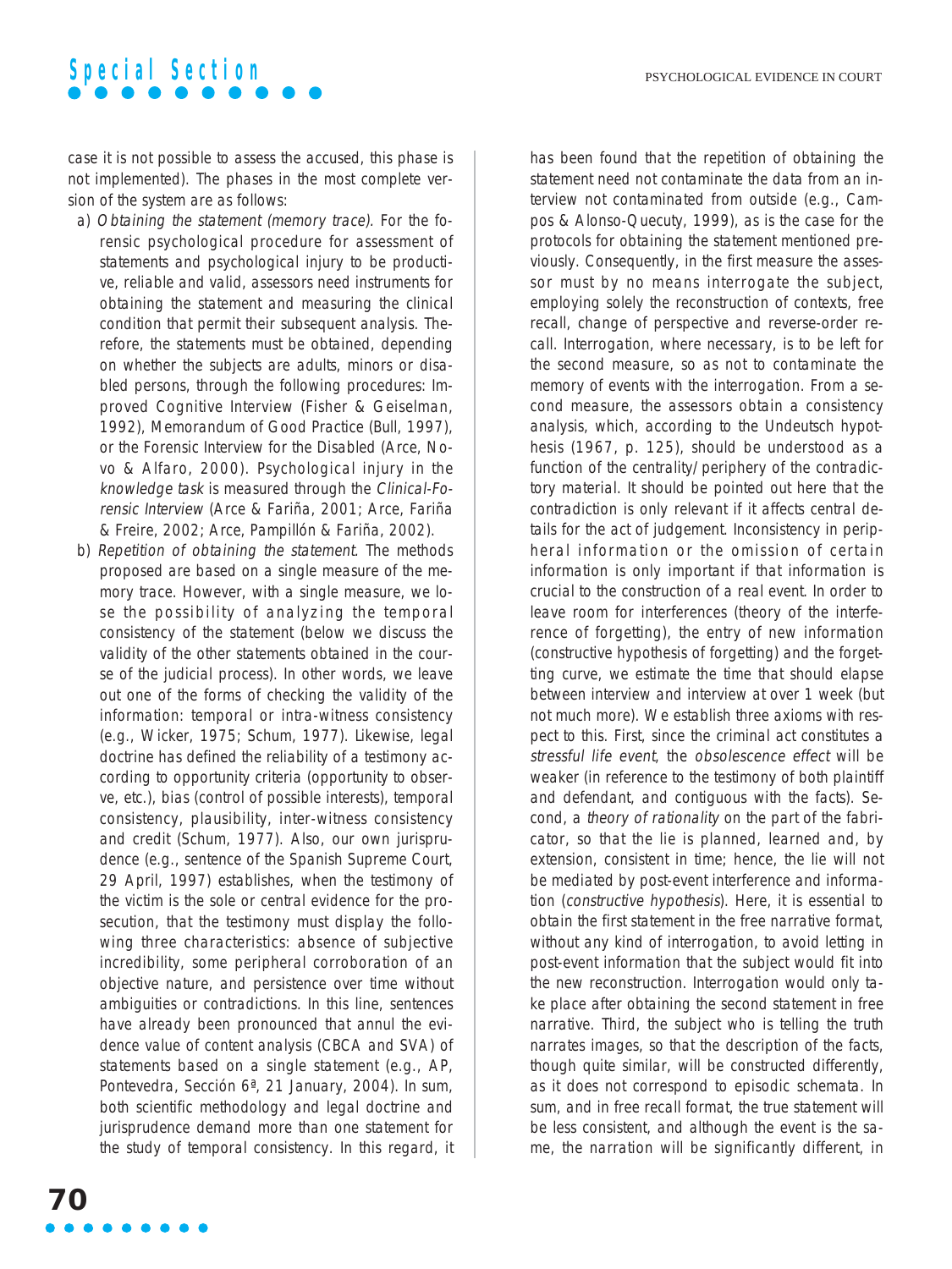case it is not possible to assess the accused, this phase is not implemented). The phases in the most complete version of the system are as follows:

a) *Obtaining the statement (memory trace).* For the forensic psychological procedure for assessment of statements and psychological injury to be productive, reliable and valid, assessors need instruments for obtaining the statement and measuring the clinical condition that permit their subsequent analysis. Therefore, the statements must be obtained, depending on whether the subjects are adults, minors or disabled persons, through the following procedures: Improved Cognitive Interview (Fisher & Geiselman, 1992), Memorandum of Good Practice (Bull, 1997), or the Forensic Interview for the Disabled (Arce, Novo & Alfaro, 2000). Psychological injury in the *knowledge task* is measured through the *Clinical-Forensic Interview* (Arce & Fariña, 2001; Arce, Fariña & Freire, 2002; Arce, Pampillón & Fariña, 2002).

b) *Repetition of obtaining the statement.* The methods proposed are based on a single measure of the memory trace. However, with a single measure, we lose the possibility of analyzing the temporal consistency of the statement (below we discuss the validity of the other statements obtained in the course of the judicial process). In other words, we leave out one of the forms of checking the validity of the information: temporal or intra-witness consistency (e.g., Wicker, 1975; Schum, 1977). Likewise, legal doctrine has defined the reliability of a testimony according to opportunity criteria (opportunity to observe, etc.), bias (control of possible interests), temporal consistency, plausibility, inter-witness consistency and credit (Schum, 1977). Also, our own jurisprudence (e.g., sentence of the Spanish Supreme Court, 29 April, 1997) establishes, when the testimony of the victim is the sole or central evidence for the prosecution, that the testimony must display the following three characteristics: absence of subjective incredibility, some peripheral corroboration of an objective nature, and persistence over time without ambiguities or contradictions. In this line, sentences have already been pronounced that annul the evidence value of content analysis (CBCA and SVA) of statements based on a single statement (e.g., AP, Pontevedra, Sección 6ª, 21 January, 2004). In sum, both scientific methodology and legal doctrine and jurisprudence demand more than one statement for the study of temporal consistency. In this regard, it has been found that the repetition of obtaining the statement need not contaminate the data from an interview not contaminated from outside (e.g., Campos & Alonso-Quecuty, 1999), as is the case for the protocols for obtaining the statement mentioned previously. Consequently, in the first measure the assessor must by no means interrogate the subject, employing solely the reconstruction of contexts, free recall, change of perspective and reverse-order recall. Interrogation, where necessary, is to be left for the second measure, so as not to contaminate the memory of events with the interrogation. From a second measure, the assessors obtain a consistency analysis, which, according to the Undeutsch hypothesis (1967, p. 125), should be understood as a function of the centrality/periphery of the contradictory material. It should be pointed out here that the contradiction is only relevant if it affects central details for the act of judgement. Inconsistency in peripheral information or the omission of certain information is only important if that information is crucial to the construction of a real event. In order to leave room for interferences (theory of the interference of forgetting), the entry of new information (constructive hypothesis of forgetting) and the forgetting curve, we estimate the time that should elapse between interview and interview at over 1 week (but not much more). We establish three axioms with respect to this. First, since the criminal act constitutes a *stressful life event*, the *obsolescence effect* will be weaker (in reference to the testimony of both plaintiff and defendant, and contiguous with the facts). Second, a *theory of rationality* on the part of the fabricator, so that the lie is planned, learned and, by extension, consistent in time; hence, the lie will not be mediated by post-event interference and information (*constructive hypothesis*). Here, it is essential to obtain the first statement in the free narrative format, without any kind of interrogation, to avoid letting in post-event information that the subject would fit into the new reconstruction. Interrogation would only take place after obtaining the second statement in free narrative. Third, the subject who is telling the truth narrates images, so that the description of the facts, though quite similar, will be constructed differently, as it does not correspond to episodic schemata. In sum, and in free recall format, the true statement will be less consistent, and although the event is the same, the narration will be significantly different, in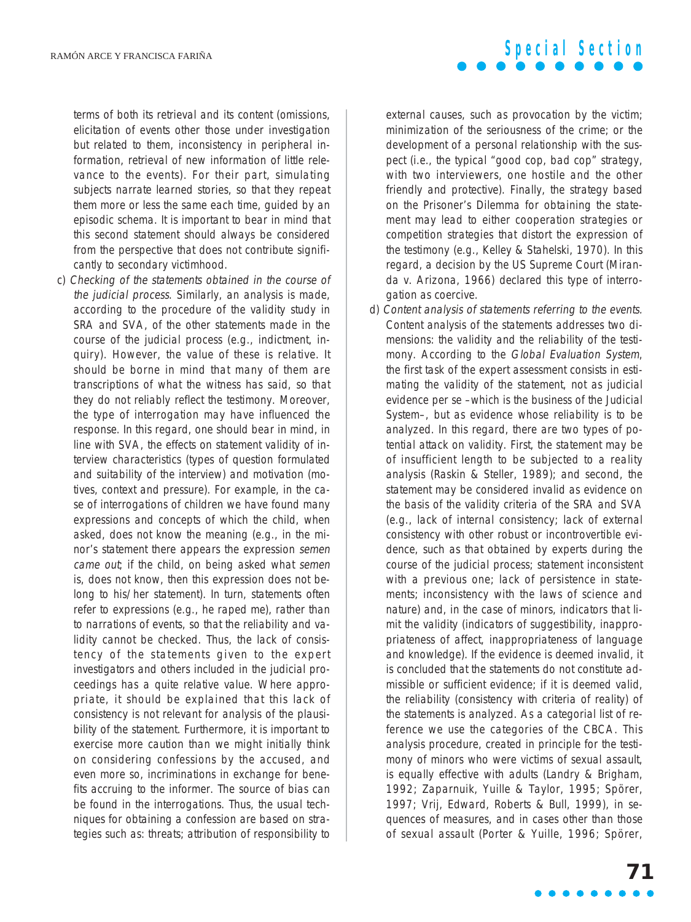terms of both its retrieval and its content (omissions, elicitation of events other those under investigation but related to them, inconsistency in peripheral information, retrieval of new information of little relevance to the events). For their part, simulating subjects narrate learned stories, so that they repeat them more or less the same each time, guided by an episodic schema. It is important to bear in mind that this second statement should always be considered from the perspective that does not contribute significantly to secondary victimhood.

c) *Checking of the statements obtained in the course of the judicial process.* Similarly, an analysis is made, according to the procedure of the validity study in SRA and SVA, of the other statements made in the course of the judicial process (e.g., indictment, inquiry). However, the value of these is relative. It should be borne in mind that many of them are transcriptions of what the witness has said, so that they do not reliably reflect the testimony. Moreover, the type of interrogation may have influenced the response. In this regard, one should bear in mind, in line with SVA, the effects on statement validity of interview characteristics (types of question formulated and suitability of the interview) and motivation (motives, context and pressure). For example, in the case of interrogations of children we have found many expressions and concepts of which the child, when asked, does not know the meaning (e.g., in the minor's statement there appears the expression *semen came out*; if the child, on being asked what *semen* is, does not know, then this expression does not belong to his/her statement). In turn, statements often refer to expressions (e.g., he raped me), rather than to narrations of events, so that the reliability and validity cannot be checked. Thus, the lack of consistency of the statements given to the expert investigators and others included in the judicial proceedings has a quite relative value. Where appropriate, it should be explained that this lack of consistency is not relevant for analysis of the plausibility of the statement. Furthermore, it is important to exercise more caution than we might initially think on considering confessions by the accused, and even more so, incriminations in exchange for benefits accruing to the informer. The source of bias can be found in the interrogations. Thus, the usual techniques for obtaining a confession are based on strategies such as: threats; attribution of responsibility to external causes, such as provocation by the victim; minimization of the seriousness of the crime; or the development of a personal relationship with the suspect (i.e., the typical "good cop, bad cop" strategy, with two interviewers, one hostile and the other friendly and protective). Finally, the strategy based on the Prisoner's Dilemma for obtaining the statement may lead to either cooperation strategies or competition strategies that distort the expression of the testimony (e.g., Kelley & Stahelski, 1970). In this regard, a decision by the US Supreme Court (Miranda v. Arizona, 1966) declared this type of interrogation as coercive.

d) *Content analysis of statements referring to the events.* Content analysis of the statements addresses two dimensions: the validity and the reliability of the testimony. According to the *Global Evaluation System*, the first task of the expert assessment consists in estimating the validity of the statement, not as judicial evidence per se –which is the business of the Judicial System–, but as evidence whose reliability is to be analyzed. In this regard, there are two types of potential attack on validity. First, the statement may be of insufficient length to be subjected to a reality analysis (Raskin & Steller, 1989); and second, the statement may be considered invalid as evidence on the basis of the validity criteria of the SRA and SVA (e.g., lack of internal consistency; lack of external consistency with other robust or incontrovertible evidence, such as that obtained by experts during the course of the judicial process; statement inconsistent with a previous one; lack of persistence in statements; inconsistency with the laws of science and nature) and, in the case of minors, indicators that limit the validity (indicators of suggestibility, inappropriateness of affect, inappropriateness of language and knowledge). If the evidence is deemed invalid, it is concluded that the statements do not constitute admissible or sufficient evidence; if it is deemed valid, the reliability (consistency with criteria of reality) of the statements is analyzed. As a categorial list of reference we use the categories of the CBCA. This analysis procedure, created in principle for the testimony of minors who were victims of sexual assault, is equally effective with adults (Landry & Brigham, 1992; Zaparnuik, Yuille & Taylor, 1995; Spörer, 1997; Vrij, Edward, Roberts & Bull, 1999), in sequences of measures, and in cases other than those of sexual assault (Porter & Yuille, 1996; Spörer,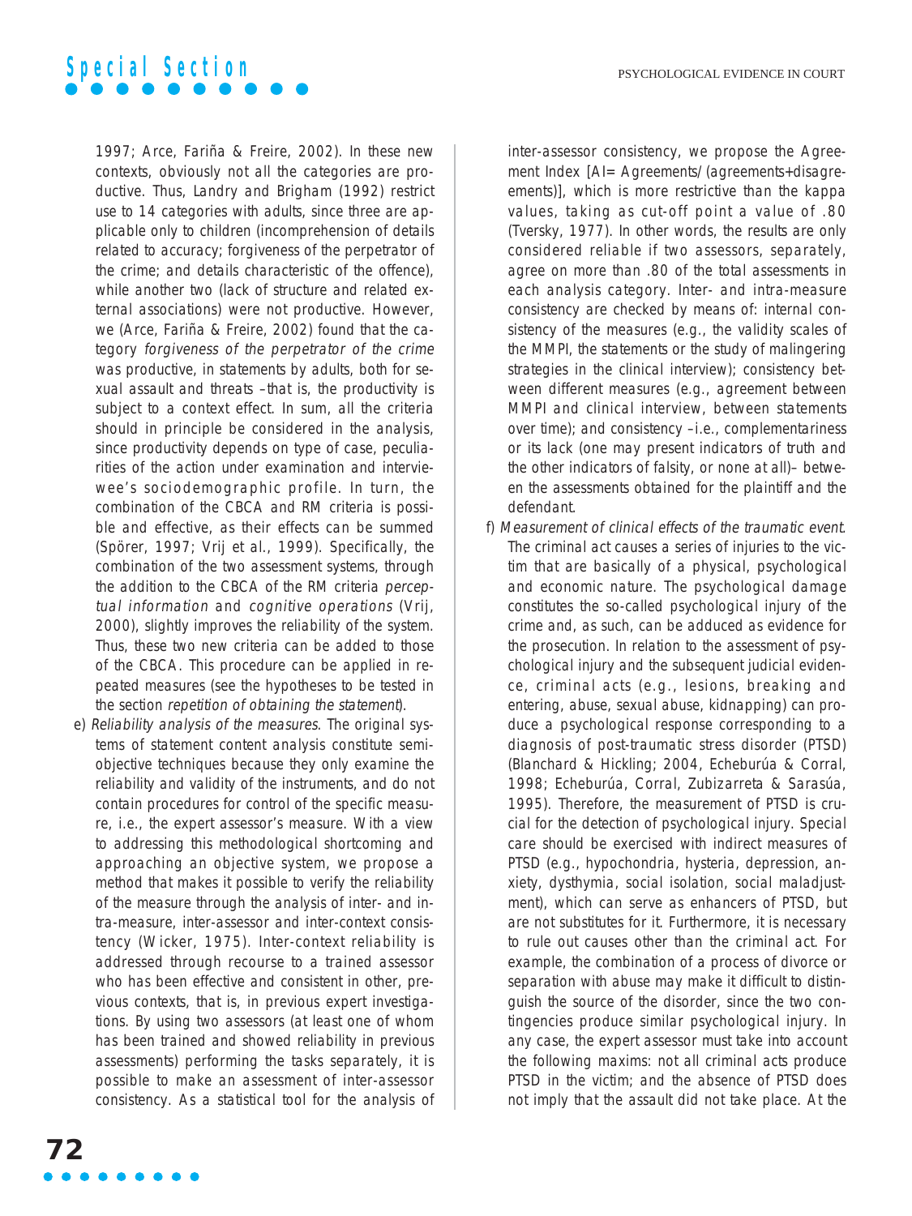1997; Arce, Fariña & Freire, 2002). In these new contexts, obviously not all the categories are productive. Thus, Landry and Brigham (1992) restrict use to 14 categories with adults, since three are applicable only to children (incomprehension of details related to accuracy; forgiveness of the perpetrator of the crime; and details characteristic of the offence), while another two (lack of structure and related external associations) were not productive. However, we (Arce, Fariña & Freire, 2002) found that the category *forgiveness of the perpetrator of the crime* was productive, in statements by adults, both for sexual assault and threats –that is, the productivity is subject to a context effect. In sum, all the criteria should in principle be considered in the analysis, since productivity depends on type of case, peculiarities of the action under examination and interviewee's sociodemographic profile. In turn, the combination of the CBCA and RM criteria is possible and effective, as their effects can be summed (Spörer, 1997; Vrij et al., 1999). Specifically, the combination of the two assessment systems, through the addition to the CBCA of the RM criteria *perceptual information* and *cognitive operations* (Vrij, 2000), slightly improves the reliability of the system. Thus, these two new criteria can be added to those of the CBCA. This procedure can be applied in repeated measures (see the hypotheses to be tested in the section *repetition of obtaining the statement*).

e) *Reliability analysis of the measures*. The original systems of statement content analysis constitute semi-objective techniques because they only examine the reliability and validity of the instruments, and do not contain procedures for control of the specific measure, i.e., the expert assessor's measure. With a view to addressing this methodological shortcoming and approaching an objective system, we propose a method that makes it possible to verify the reliability of the measure through the analysis of inter- and intra-measure, inter-assessor and inter-context consistency (Wicker, 1975). Inter-context reliability is addressed through recourse to a trained assessor who has been effective and consistent in other, previous contexts, that is, in previous expert investigations. By using two assessors (at least one of whom has been trained and showed reliability in previous assessments) performing the tasks separately, it is possible to make an assessment of inter-assessor consistency. As a statistical tool for the analysis of inter-assessor consistency, we propose the Agreement Index [AI= Agreements/(agreements+disagreements)], which is more restrictive than the kappa values, taking as cut-off point a value of .80 (Tversky, 1977). In other words, the results are only considered reliable if two assessors, separately, agree on more than .80 of the total assessments in each analysis category. Inter- and intra-measure consistency are checked by means of: internal consistency of the measures (e.g., the validity scales of the MMPI, the statements or the study of malingering strategies in the clinical interview); consistency between different measures (e.g., agreement between MMPI and clinical interview, between statements over time); and consistency –i.e., complementariness or its lack (one may present indicators of truth and the other indicators of falsity, or none at all)– between the assessments obtained for the plaintiff and the defendant.

f) *Measurement of clinical effects of the traumatic event.* The criminal act causes a series of injuries to the victim that are basically of a physical, psychological and economic nature. The psychological damage constitutes the so-called psychological injury of the crime and, as such, can be adduced as evidence for the prosecution. In relation to the assessment of psychological injury and the subsequent judicial evidence, criminal acts (e.g., lesions, breaking and entering, abuse, sexual abuse, kidnapping) can produce a psychological response corresponding to a diagnosis of post-traumatic stress disorder (PTSD) (Blanchard & Hickling; 2004, Echeburúa & Corral, 1998; Echeburúa, Corral, Zubizarreta & Sarasúa, 1995). Therefore, the measurement of PTSD is crucial for the detection of psychological injury. Special care should be exercised with indirect measures of PTSD (e.g., hypochondria, hysteria, depression, anxiety, dysthymia, social isolation, social maladjustment), which can serve as enhancers of PTSD, but are not substitutes for it. Furthermore, it is necessary to rule out causes other than the criminal act. For example, the combination of a process of divorce or separation with abuse may make it difficult to distinguish the source of the disorder, since the two contingencies produce similar psychological injury. In any case, the expert assessor must take into account the following maxims: not all criminal acts produce PTSD in the victim; and the absence of PTSD does not imply that the assault did not take place. At the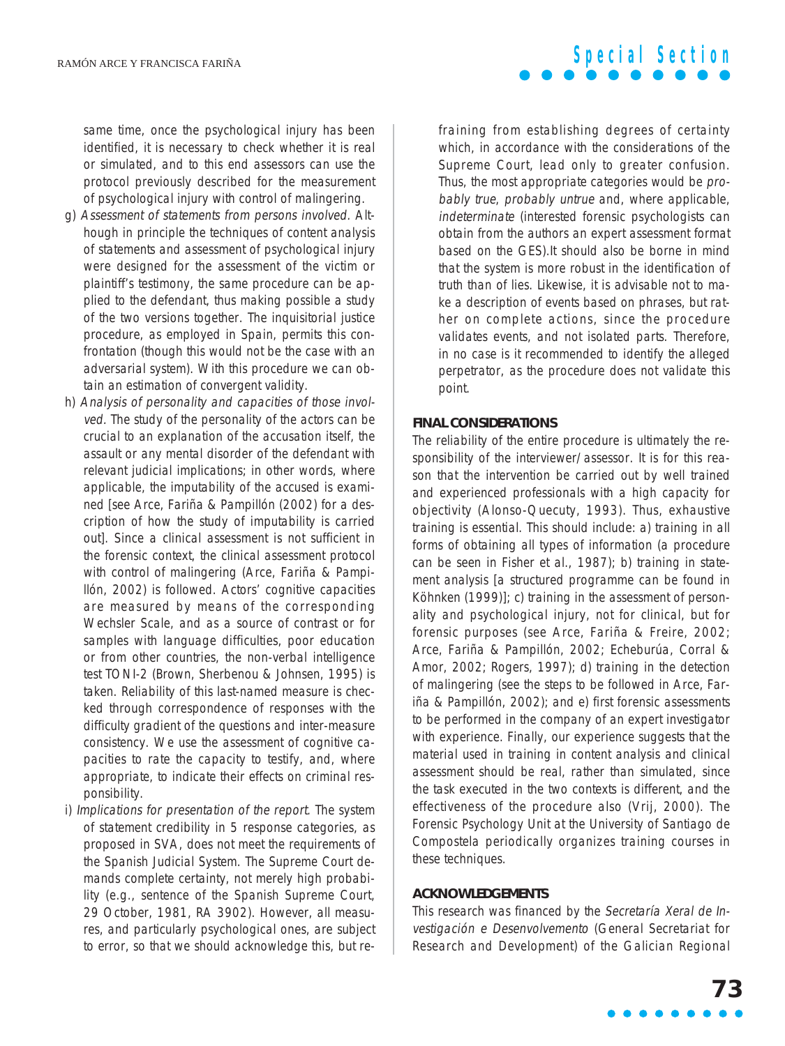same time, once the psychological injury has been identified, it is necessary to check whether it is real or simulated, and to this end assessors can use the protocol previously described for the measurement of psychological injury with control of malingering.

g) *Assessment of statements from persons involved.* Although in principle the techniques of content analysis of statements and assessment of psychological injury were designed for the assessment of the victim or plaintiff's testimony, the same procedure can be applied to the defendant, thus making possible a study of the two versions together. The inquisitorial justice procedure, as employed in Spain, permits this confrontation (though this would not be the case with an adversarial system). With this procedure we can obtain an estimation of convergent validity.

h) *Analysis of personality and capacities of those involved.* The study of the personality of the actors can be crucial to an explanation of the accusation itself, the assault or any mental disorder of the defendant with relevant judicial implications; in other words, where applicable, the imputability of the accused is examined [see Arce, Fariña & Pampillón (2002) for a description of how the study of imputability is carried out]. Since a clinical assessment is not sufficient in the forensic context, the clinical assessment protocol with control of malingering (Arce, Fariña & Pampillón, 2002) is followed. Actors' cognitive capacities are measured by means of the corresponding Wechsler Scale, and as a source of contrast or for samples with language difficulties, poor education or from other countries, the non-verbal intelligence test TONI-2 (Brown, Sherbenou & Johnsen, 1995) is taken. Reliability of this last-named measure is checked through correspondence of responses with the difficulty gradient of the questions and inter-measure consistency. We use the assessment of cognitive capacities to rate the capacity to testify, and, where appropriate, to indicate their effects on criminal responsibility.

i) *Implications for presentation of the report.* The system of statement credibility in 5 response categories, as proposed in SVA, does not meet the requirements of the Spanish Judicial System. The Supreme Court demands complete certainty, not merely high probability (e.g., sentence of the Spanish Supreme Court, 29 October, 1981, RA 3902). However, all measures, and particularly psychological ones, are subject to error, so that we should acknowledge this, but refraining from establishing degrees of certainty which, in accordance with the considerations of the Supreme Court, lead only to greater confusion. Thus, the most appropriate categories would be *probably true*, *probably untrue* and, where applicable, *indeterminate* (interested forensic psychologists can obtain from the authors an expert assessment format based on the GES).It should also be borne in mind that the system is more robust in the identification of truth than of lies. Likewise, it is advisable not to make a description of events based on phrases, but rather on complete actions, since the procedure validates events, and not isolated parts. Therefore, in no case is it recommended to identify the alleged perpetrator, as the procedure does not validate this point.

## FINAL CONSIDERATIONS

The reliability of the entire procedure is ultimately the responsibility of the interviewer/assessor. It is for this reason that the intervention be carried out by well trained and experienced professionals with a high capacity for objectivity (Alonso-Quecuty, 1993). Thus, exhaustive training is essential. This should include: a) training in all forms of obtaining all types of information (a procedure can be seen in Fisher et al., 1987); b) training in statement analysis [a structured programme can be found in Köhnken (1999)]; c) training in the assessment of personality and psychological injury, not for clinical, but for forensic purposes (see Arce, Fariña & Freire, 2002; Arce, Fariña & Pampillón, 2002; Echeburúa, Corral & Amor, 2002; Rogers, 1997); d) training in the detection of malingering (see the steps to be followed in Arce, Fariña & Pampillón, 2002); and e) first forensic assessments to be performed in the company of an expert investigator with experience. Finally, our experience suggests that the material used in training in content analysis and clinical assessment should be real, rather than simulated, since the task executed in the two contexts is different, and the effectiveness of the procedure also (Vrij, 2000). The Forensic Psychology Unit at the University of Santiago de Compostela periodically organizes training courses in these techniques.

## ACKNOWLEDGEMENTS

This research was financed by the *Secretaría Xeral de Investigación e Desenvolvemento* (General Secretariat for Research and Development) of the Galician Regional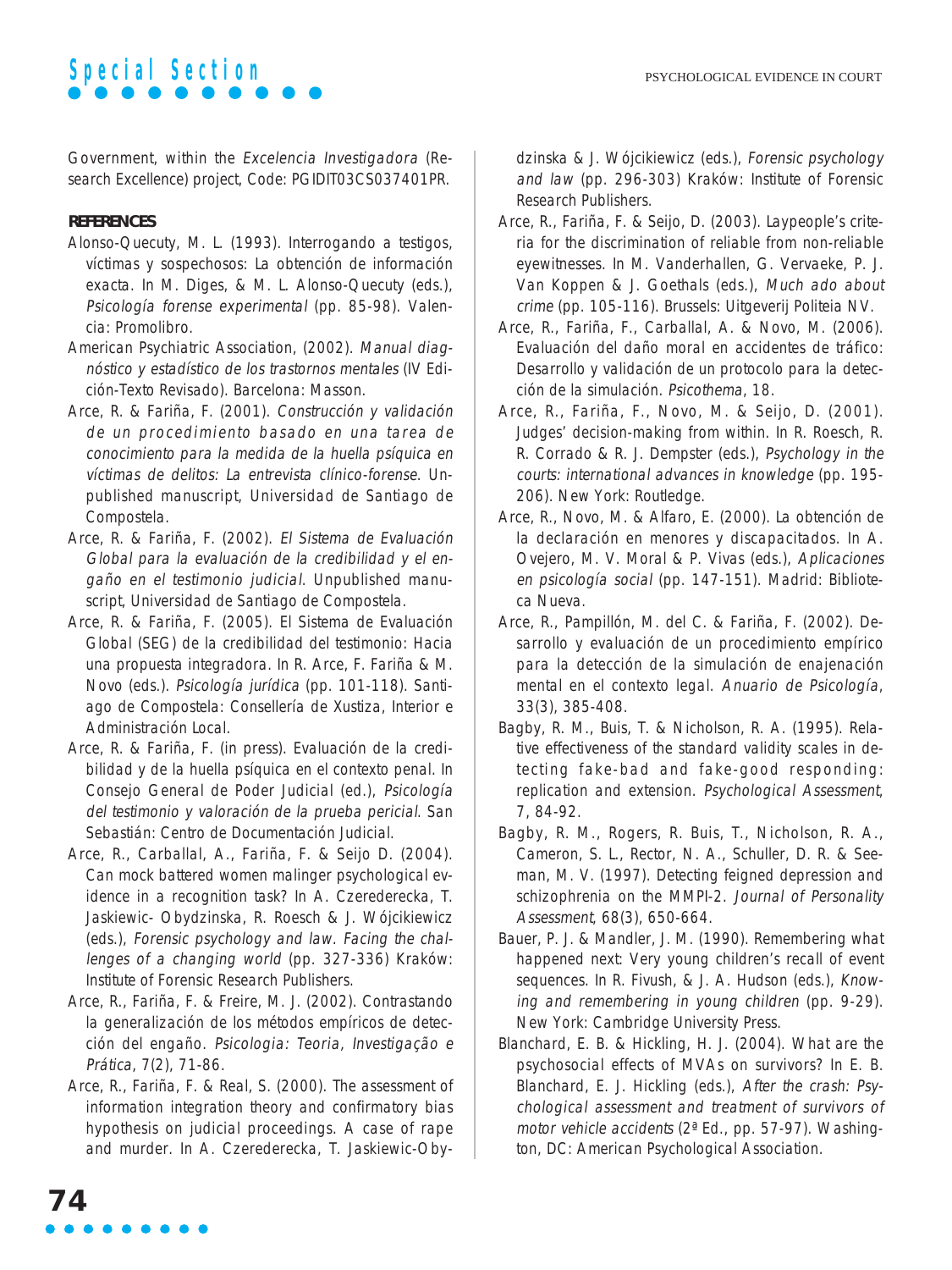Government, within the *Excelencia Investigadora* (Research Excellence) project, Code: PGIDIT03CS037401PR.

**REFERENCES**

Alonso-Quecuty, M. L. (1993). Interrogando a testigos, víctimas y sospechosos: La obtención de información exacta. In M. Diges, & M. L. Alonso-Quecuty (eds.), *Psicología forense experimental* (pp. 85-98). Valencia: Promolibro.

American Psychiatric Association, (2002). *Manual diagnóstico y estadístico de los trastornos mentales* (IV Edición-Texto Revisado). Barcelona: Masson.

Arce, R. & Fariña, F. (2001). *Construcción y validación de un procedimiento basado en una tarea de conocimiento para la medida de la huella psíquica en víctimas de delitos: La entrevista clínico-forense*. Unpublished manuscript, Universidad de Santiago de Compostela.

Arce, R. & Fariña, F. (2002). *El Sistema de Evaluación Global para la evaluación de la credibilidad y el engaño en el testimonio judicial*. Unpublished manuscript, Universidad de Santiago de Compostela.

Arce, R. & Fariña, F. (2005). El Sistema de Evaluación Global (SEG) de la credibilidad del testimonio: Hacia una propuesta integradora. In R. Arce, F. Fariña & M. Novo (eds.). *Psicología jurídica* (pp. 101-118). Santiago de Compostela: Consellería de Xustiza, Interior e Administración Local.

Arce, R. & Fariña, F. (in press). Evaluación de la credibilidad y de la huella psíquica en el contexto penal. In Consejo General de Poder Judicial (ed.), *Psicología del testimonio y valoración de la prueba pericial*. San Sebastián: Centro de Documentación Judicial.

Arce, R., Carballal, A., Fariña, F. & Seijo D. (2004). Can mock battered women malinger psychological evidence in a recognition task? In A. Czerederecka, T. Jaskiewic- Obydzinska, R. Roesch & J. Wójcikiewicz (eds.), *Forensic psychology and law. Facing the challenges of a changing world* (pp. 327-336) Kraków: Institute of Forensic Research Publishers.

Arce, R., Fariña, F. & Freire, M. J. (2002). Contrastando la generalización de los métodos empíricos de detección del engaño. *Psicologia: Teoria, Investigação e Prática*, 7(2), 71-86.

Arce, R., Fariña, F. & Real, S. (2000). The assessment of information integration theory and confirmatory bias hypothesis on judicial proceedings. A case of rape and murder. In A. Czerederecka, T. Jaskiewic-Obydzinska & J. Wójcikiewicz (eds.), *Forensic psychology and law* (pp. 296-303) Kraków: Institute of Forensic Research Publishers.

Arce, R., Fariña, F. & Seijo, D. (2003). Laypeople's criteria for the discrimination of reliable from non-reliable eyewitnesses. In M. Vanderhallen, G. Vervaeke, P. J. Van Koppen & J. Goethals (eds.), *Much ado about crime* (pp. 105-116). Brussels: Uitgeverij Politeia NV.

Arce, R., Fariña, F., Carballal, A. & Novo, M. (2006). Evaluación del daño moral en accidentes de tráfico: Desarrollo y validación de un protocolo para la detección de la simulación. *Psicothema*, 18.

Arce, R., Fariña, F., Novo, M. & Seijo, D. (2001). Judges' decision-making from within. In R. Roesch, R. R. Corrado & R. J. Dempster (eds.), *Psychology in the courts: international advances in knowledge* (pp. 195-206). New York: Routledge.

Arce, R., Novo, M. & Alfaro, E. (2000). La obtención de la declaración en menores y discapacitados. In A. Ovejero, M. V. Moral & P. Vivas (eds.), *Aplicaciones en psicología social* (pp. 147-151). Madrid: Biblioteca Nueva.

Arce, R., Pampillón, M. del C. & Fariña, F. (2002). Desarrollo y evaluación de un procedimiento empírico para la detección de la simulación de enajenación mental en el contexto legal. *Anuario de Psicología*, 33(3), 385-408.

Bagby, R. M., Buis, T. & Nicholson, R. A. (1995). Relative effectiveness of the standard validity scales in detecting fake-bad and fake-good responding: replication and extension. *Psychological Assessment*, 7, 84-92.

Bagby, R. M., Rogers, R. Buis, T., Nicholson, R. A., Cameron, S. L., Rector, N. A., Schuller, D. R. & Seeman, M. V. (1997). Detecting feigned depression and schizophrenia on the MMPI-2. *Journal of Personality Assessment*, 68(3), 650-664.

Bauer, P. J. & Mandler, J. M. (1990). Remembering what happened next: Very young children's recall of event sequences. In R. Fivush, & J. A. Hudson (eds.), *Knowing and remembering in young children* (pp. 9-29). New York: Cambridge University Press.

Blanchard, E. B. & Hickling, H. J. (2004). What are the psychosocial effects of MVAs on survivors? In E. B. Blanchard, E. J. Hickling (eds.), *After the crash: Psychological assessment and treatment of survivors of motor vehicle accidents* (2ª Ed., pp. 57-97). Washington, DC: American Psychological Association.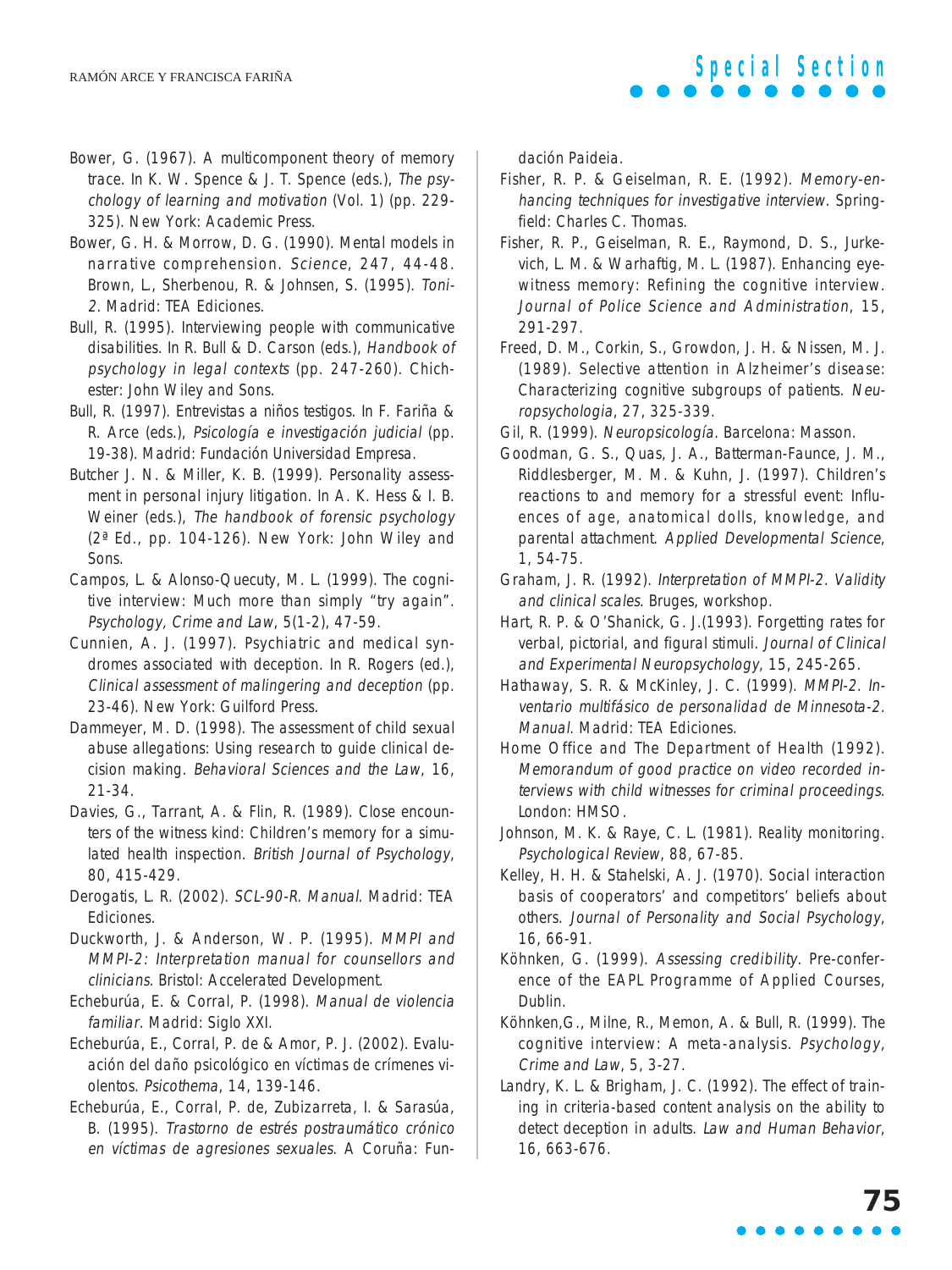Bower, G. (1967). A multicomponent theory of memory trace. In K. W. Spence & J. T. Spence (eds.), *The psychology of learning and motivation* (Vol. 1) (pp. 229-325). New York: Academic Press.

Bower, G. H. & Morrow, D. G. (1990). Mental models in narrative comprehension. *Science*, 247, 44-48.

Brown, L., Sherbenou, R. & Johnsen, S. (1995). *Toni-2*. Madrid: TEA Ediciones.

Bull, R. (1995). Interviewing people with communicative disabilities. In R. Bull & D. Carson (eds.), *Handbook of psychology in legal contexts* (pp. 247-260). Chichester: John Wiley and Sons.

Bull, R. (1997). Entrevistas a niños testigos. In F. Fariña & R. Arce (eds.), *Psicología e investigación judicial* (pp. 19-38). Madrid: Fundación Universidad Empresa.

Butcher J. N. & Miller, K. B. (1999). Personality assessment in personal injury litigation. In A. K. Hess & I. B. Weiner (eds.), *The handbook of forensic psychology* (2ª Ed., pp. 104-126). New York: John Wiley and Sons.

Campos, L. & Alonso-Quecuty, M. L. (1999). The cognitive interview: Much more than simply "try again". *Psychology, Crime and Law*, 5(1-2), 47-59.

Cunnien, A. J. (1997). Psychiatric and medical syndromes associated with deception. In R. Rogers (ed.), *Clinical assessment of malingering and deception* (pp. 23-46). New York: Guilford Press.

Dammeyer, M. D. (1998). The assessment of child sexual abuse allegations: Using research to guide clinical decision making. *Behavioral Sciences and the Law*, 16, 21-34.

Davies, G., Tarrant, A. & Flin, R. (1989). Close encounters of the witness kind: Children's memory for a simulated health inspection. *British Journal of Psychology*, 80, 415-429.

Derogatis, L. R. (2002). *SCL-90-R. Manual*. Madrid: TEA Ediciones.

Duckworth, J. & Anderson, W. P. (1995). *MMPI and MMPI-2: Interpretation manual for counsellors and clinicians.* Bristol: Accelerated Development.

Echeburúa, E. & Corral, P. (1998). *Manual de violencia familiar*. Madrid: Siglo XXI.

Echeburúa, E., Corral, P. de & Amor, P. J. (2002). Evaluación del daño psicológico en víctimas de crímenes violentos. *Psicothema*, 14, 139-146.

Echeburúa, E., Corral, P. de, Zubizarreta, I. & Sarasúa, B. (1995). *Trastorno de estrés postraumático crónico en víctimas de agresiones sexuales*. A Coruña: Fundación Paideia.

Fisher, R. P. & Geiselman, R. E. (1992). *Memory-enhancing techniques for investigative interview*. Springfield: Charles C. Thomas.

Fisher, R. P., Geiselman, R. E., Raymond, D. S., Jurkevich, L. M. & Warhaftig, M. L. (1987). Enhancing eyewitness memory: Refining the cognitive interview. *Journal of Police Science and Administration*, 15, 291-297.

Freed, D. M., Corkin, S., Growdon, J. H. & Nissen, M. J. (1989). Selective attention in Alzheimer's disease: Characterizing cognitive subgroups of patients. *Neuropsychologia*, 27, 325-339.

Gil, R. (1999). *Neuropsicología*. Barcelona: Masson.

Goodman, G. S., Quas, J. A., Batterman-Faunce, J. M., Riddlesberger, M. M. & Kuhn, J. (1997). Children's reactions to and memory for a stressful event: Influences of age, anatomical dolls, knowledge, and parental attachment. *Applied Developmental Science*, 1, 54-75.

Graham, J. R. (1992). *Interpretation of MMPI-2. Validity and clinical scales*. Bruges, workshop.

Hart, R. P. & O'Shanick, G. J.(1993). Forgetting rates for verbal, pictorial, and figural stimuli. *Journal of Clinical and Experimental Neuropsychology*, 15, 245-265.

Hathaway, S. R. & McKinley, J. C. (1999). *MMPI-2. Inventario multifásico de personalidad de Minnesota-2. Manual*. Madrid: TEA Ediciones.

Home Office and The Department of Health (1992). *Memorandum of good practice on video recorded interviews with child witnesses for criminal proceedings*. London: HMSO.

Johnson, M. K. & Raye, C. L. (1981). Reality monitoring. *Psychological Review*, 88, 67-85.

Kelley, H. H. & Stahelski, A. J. (1970). Social interaction basis of cooperators' and competitors' beliefs about others. *Journal of Personality and Social Psychology*, 16, 66-91.

Köhnken, G. (1999). *Assessing credibility*. Pre-conference of the EAPL Programme of Applied Courses, Dublin.

Köhnken,G., Milne, R., Memon, A. & Bull, R. (1999). The cognitive interview: A meta-analysis. *Psychology, Crime and Law*, 5, 3-27.

Landry, K. L. & Brigham, J. C. (1992). The effect of training in criteria-based content analysis on the ability to detect deception in adults. *Law and Human Behavior*, 16, 663-676.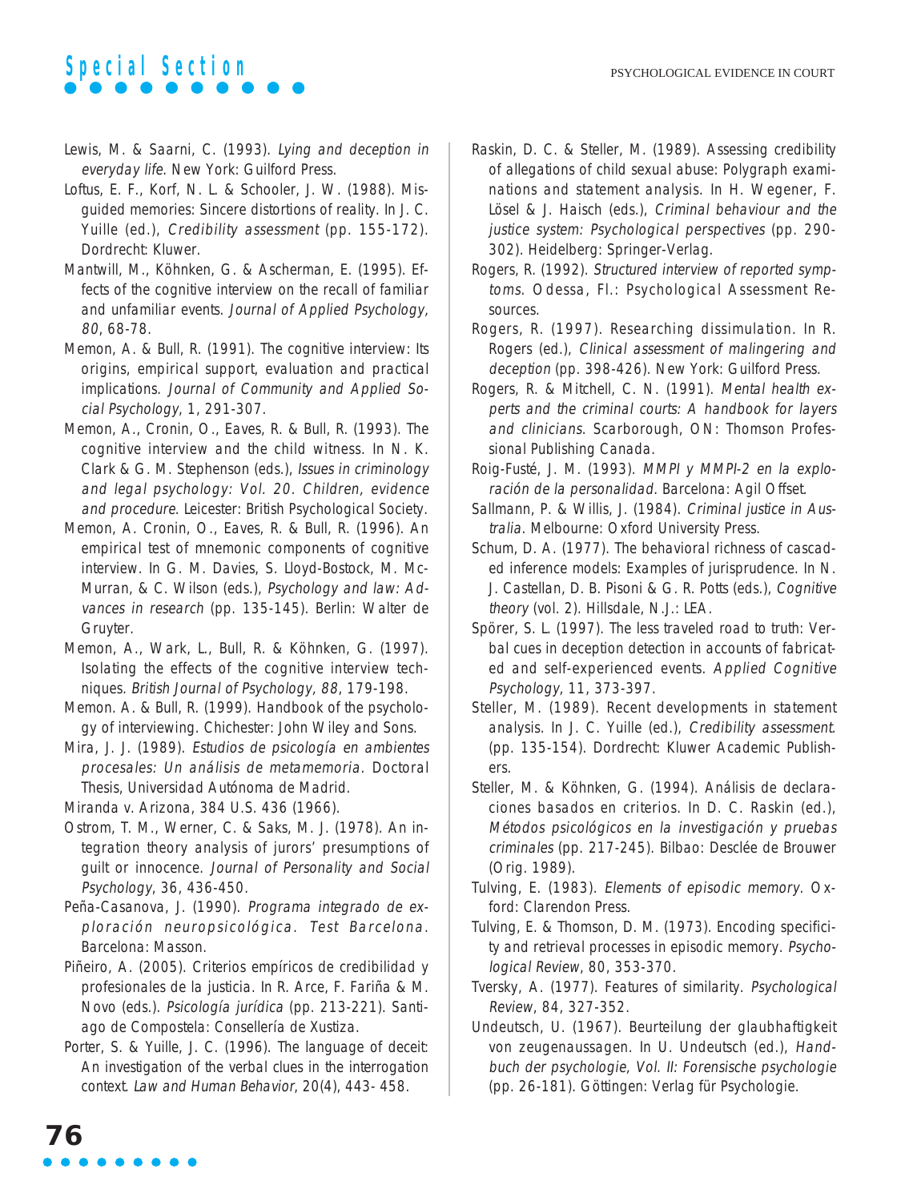Lewis, M. & Saarni, C. (1993). *Lying and deception in everyday life*. New York: Guilford Press.

Loftus, E. F., Korf, N. L. & Schooler, J. W. (1988). Misguided memories: Sincere distortions of reality. In J. C. Yuille (ed.), *Credibility assessment* (pp. 155-172). Dordrecht: Kluwer.

Mantwill, M., Köhnken, G. & Ascherman, E. (1995). Effects of the cognitive interview on the recall of familiar and unfamiliar events. *Journal of Applied Psychology, 80*, 68-78.

Memon, A. & Bull, R. (1991). The cognitive interview: Its origins, empirical support, evaluation and practical implications. *Journal of Community and Applied Social Psychology*, 1, 291-307.

Memon, A., Cronin, O., Eaves, R. & Bull, R. (1993). The cognitive interview and the child witness. In N. K. Clark & G. M. Stephenson (eds.), *Issues in criminology and legal psychology: Vol. 20. Children, evidence and procedure*. Leicester: British Psychological Society.

Memon, A. Cronin, O., Eaves, R. & Bull, R. (1996). An empirical test of mnemonic components of cognitive interview. In G. M. Davies, S. Lloyd-Bostock, M. McMurran, & C. Wilson (eds.), *Psychology and law: Advances in research* (pp. 135-145). Berlin: Walter de Gruyter.

Memon, A., Wark, L., Bull, R. & Köhnken, G. (1997). Isolating the effects of the cognitive interview techniques. *British Journal of Psychology, 88*, 179-198.

Memon. A. & Bull, R. (1999). Handbook of the psychology of interviewing. Chichester: John Wiley and Sons.

Mira, J. J. (1989). *Estudios de psicología en ambientes procesales: Un análisis de metamemoria*. Doctoral Thesis, Universidad Autónoma de Madrid.

Miranda v. Arizona, 384 U.S. 436 (1966).

Ostrom, T. M., Werner, C. & Saks, M. J. (1978). An integration theory analysis of jurors' presumptions of guilt or innocence. *Journal of Personality and Social Psychology*, 36, 436-450.

Peña-Casanova, J. (1990). *Programa integrado de exploración neuropsicológica. Test Barcelona*. Barcelona: Masson.

Piñeiro, A. (2005). Criterios empíricos de credibilidad y profesionales de la justicia. In R. Arce, F. Fariña & M. Novo (eds.). *Psicología jurídica* (pp. 213-221). Santiago de Compostela: Consellería de Xustiza.

Porter, S. & Yuille, J. C. (1996). The language of deceit: An investigation of the verbal clues in the interrogation context. *Law and Human Behavior*, 20(4), 443- 458.

Raskin, D. C. & Steller, M. (1989). Assessing credibility of allegations of child sexual abuse: Polygraph examinations and statement analysis. In H. Wegener, F. Lösel & J. Haisch (eds.), *Criminal behaviour and the justice system: Psychological perspectives* (pp. 290-302). Heidelberg: Springer-Verlag.

Rogers, R. (1992). *Structured interview of reported symptoms*. Odessa, Fl.: Psychological Assessment Resources.

Rogers, R. (1997). Researching dissimulation. In R. Rogers (ed.), *Clinical assessment of malingering and deception* (pp. 398-426). New York: Guilford Press.

Rogers, R. & Mitchell, C. N. (1991). *Mental health experts and the criminal courts: A handbook for layers and clinicians*. Scarborough, ON: Thomson Professional Publishing Canada.

Roig-Fusté, J. M. (1993). *MMPI y MMPI-2 en la exploración de la personalidad*. Barcelona: Agil Offset.

Sallmann, P. & Willis, J. (1984). *Criminal justice in Australia*. Melbourne: Oxford University Press.

Schum, D. A. (1977). The behavioral richness of cascaded inference models: Examples of jurisprudence. In N. J. Castellan, D. B. Pisoni & G. R. Potts (eds.), *Cognitive theory* (vol. 2). Hillsdale, N.J.: LEA.

Spörer, S. L. (1997). The less traveled road to truth: Verbal cues in deception detection in accounts of fabricated and self-experienced events. *Applied Cognitive Psychology*, 11, 373-397.

Steller, M. (1989). Recent developments in statement analysis. In J. C. Yuille (ed.), *Credibility assessment*. (pp. 135-154). Dordrecht: Kluwer Academic Publishers.

Steller, M. & Köhnken, G. (1994). Análisis de declaraciones basados en criterios. In D. C. Raskin (ed.), *Métodos psicológicos en la investigación y pruebas criminales* (pp. 217-245). Bilbao: Desclée de Brouwer (Orig. 1989).

Tulving, E. (1983). *Elements of episodic memory*. Oxford: Clarendon Press.

Tulving, E. & Thomson, D. M. (1973). Encoding specificity and retrieval processes in episodic memory. *Psychological Review*, 80, 353-370.

Tversky, A. (1977). Features of similarity. *Psychological Review*, 84, 327-352.

Undeutsch, U. (1967). Beurteilung der glaubhaftigkeit von zeugenaussagen. In U. Undeutsch (ed.), *Handbuch der psychologie, Vol. II: Forensische psychologie* (pp. 26-181). Göttingen: Verlag für Psychologie.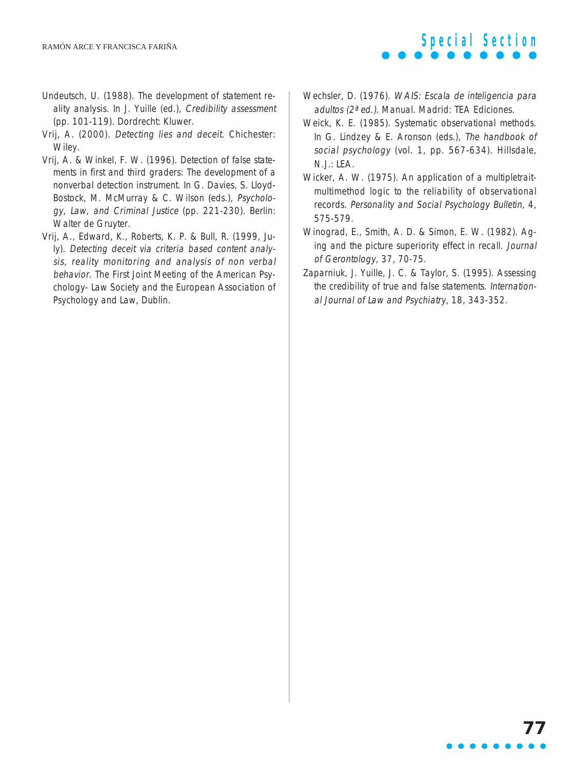Undeutsch, U. (1988). The development of statement reality analysis. In J. Yuille (ed.), *Credibility assessment* (pp. 101-119). Dordrecht: Kluwer.

Vrij, A. (2000). *Detecting lies and deceit*. Chichester: Wiley.

Vrij, A. & Winkel, F. W. (1996). Detection of false statements in first and third graders: The development of a nonverbal detection instrument. In G. Davies, S. Lloyd-Bostock, M. McMurray & C. Wilson (eds.), *Psychology, Law, and Criminal Justice* (pp. 221-230). Berlin: Walter de Gruyter.

Vrij, A., Edward, K., Roberts, K. P. & Bull, R. (1999, July). *Detecting deceit via criteria based content analysis, reality monitoring and analysis of non verbal behavior*. The First Joint Meeting of the American Psychology- Law Society and the European Association of Psychology and Law, Dublin.

Wechsler, D. (1976). *WAIS: Escala de inteligencia para adultos (2ª ed.)*. Manual. Madrid: TEA Ediciones.

Weick, K. E. (1985). Systematic observational methods. In G. Lindzey & E. Aronson (eds.), *The handbook of social psychology* (vol. 1, pp. 567-634). Hillsdale, N.J.: LEA.

Wicker, A. W. (1975). An application of a multipletrait-multimethod logic to the reliability of observational records. *Personality and Social Psychology Bulletin*, 4, 575-579.

Winograd, E., Smith, A. D. & Simon, E. W. (1982). Aging and the picture superiority effect in recall. *Journal of Gerontology*, 37, 70-75.

Zaparniuk, J. Yuille, J. C. & Taylor, S. (1995). Assessing the credibility of true and false statements. *International Journal of Law and Psychiatry*, 18, 343-352.